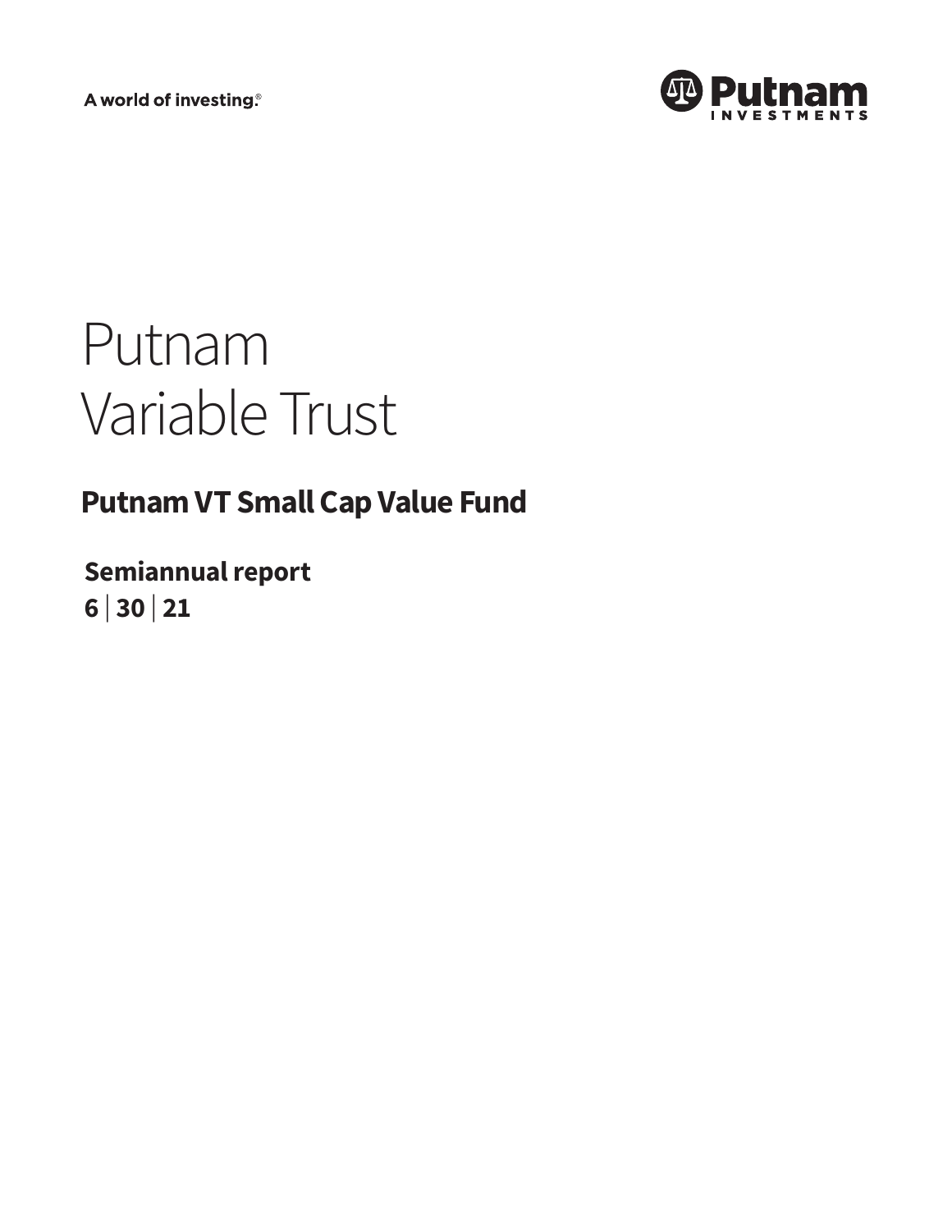A world of investing.®

Putnam Investments

# Putnam Variable Trust

## Putnam VT Small Cap Value Fund

**Semiannual report**
**6 | 30 | 21**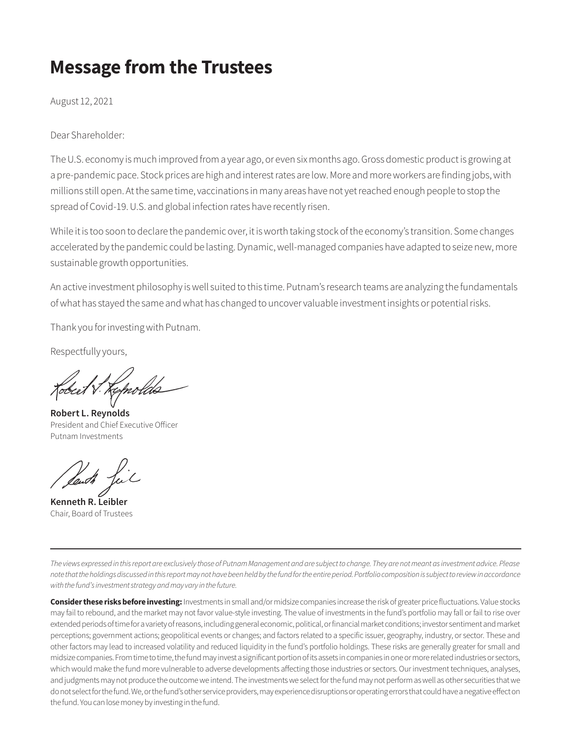# Message from the Trustees

August 12, 2021

Dear Shareholder:

The U.S. economy is much improved from a year ago, or even six months ago. Gross domestic product is growing at a pre-pandemic pace. Stock prices are high and interest rates are low. More and more workers are finding jobs, with millions still open. At the same time, vaccinations in many areas have not yet reached enough people to stop the spread of Covid-19. U.S. and global infection rates have recently risen.

While it is too soon to declare the pandemic over, it is worth taking stock of the economy's transition. Some changes accelerated by the pandemic could be lasting. Dynamic, well-managed companies have adapted to seize new, more sustainable growth opportunities.

An active investment philosophy is well suited to this time. Putnam's research teams are analyzing the fundamentals of what has stayed the same and what has changed to uncover valuable investment insights or potential risks.

Thank you for investing with Putnam.

Respectfully yours,

**Robert L. Reynolds**
President and Chief Executive Officer
Putnam Investments

**Kenneth R. Leibler**
Chair, Board of Trustees

---

*The views expressed in this report are exclusively those of Putnam Management and are subject to change. They are not meant as investment advice. Please note that the holdings discussed in this report may not have been held by the fund for the entire period. Portfolio composition is subject to review in accordance with the fund's investment strategy and may vary in the future.*

**Consider these risks before investing:** Investments in small and/or midsize companies increase the risk of greater price fluctuations. Value stocks may fail to rebound, and the market may not favor value-style investing. The value of investments in the fund's portfolio may fall or fail to rise over extended periods of time for a variety of reasons, including general economic, political, or financial market conditions; investor sentiment and market perceptions; government actions; geopolitical events or changes; and factors related to a specific issuer, geography, industry, or sector. These and other factors may lead to increased volatility and reduced liquidity in the fund's portfolio holdings. These risks are generally greater for small and midsize companies. From time to time, the fund may invest a significant portion of its assets in companies in one or more related industries or sectors, which would make the fund more vulnerable to adverse developments affecting those industries or sectors. Our investment techniques, analyses, and judgments may not produce the outcome we intend. The investments we select for the fund may not perform as well as other securities that we do not select for the fund. We, or the fund's other service providers, may experience disruptions or operating errors that could have a negative effect on the fund. You can lose money by investing in the fund.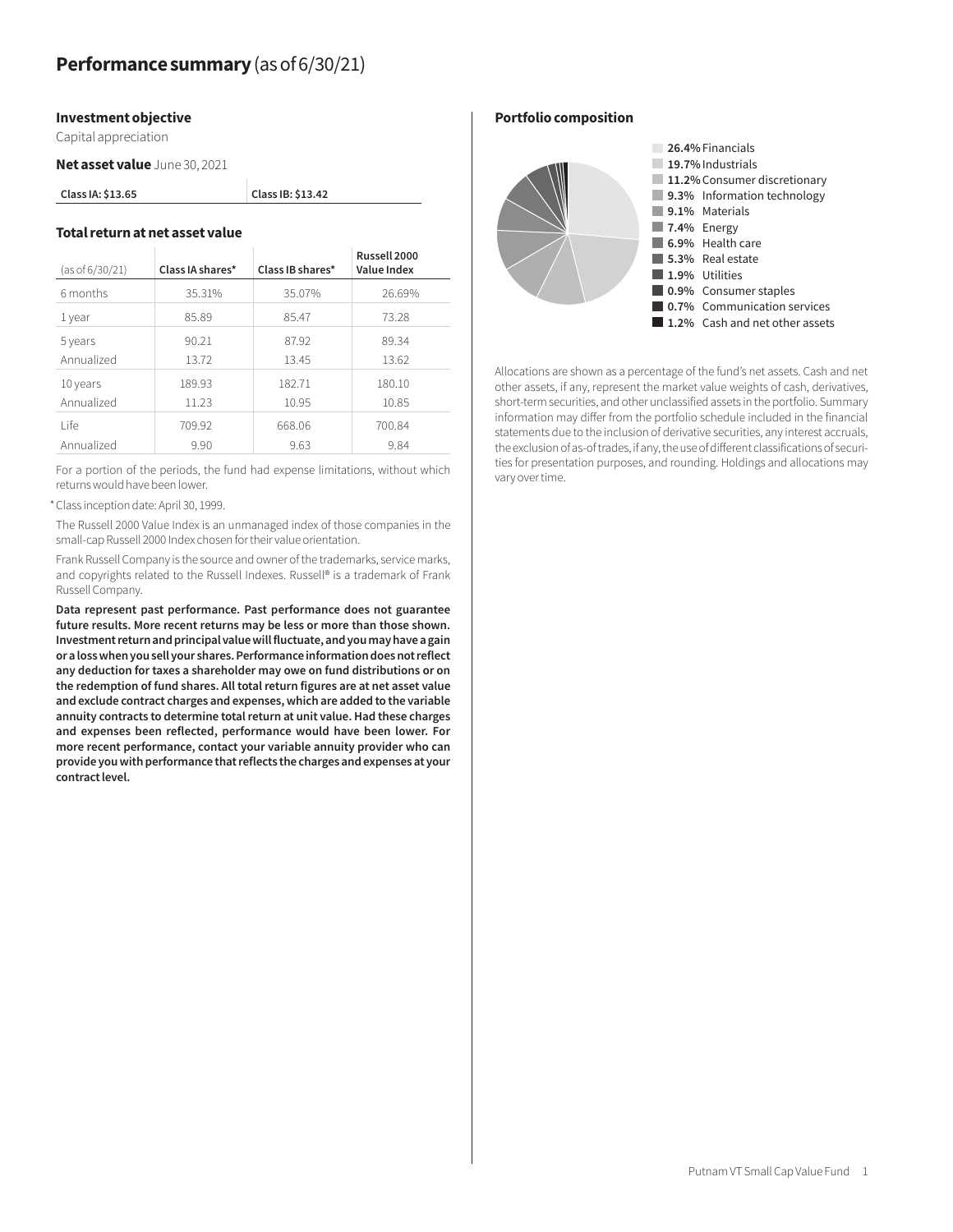# Performance summary (as of 6/30/21)

### Investment objective

Capital appreciation

**Net asset value** June 30, 2021

| Class IA: $13.65 | Class IB: $13.42 |
|---|---|

### Total return at net asset value

| (as of 6/30/21) | Class IA shares* | Class IB shares* | Russell 2000 Value Index |
|---|---|---|---|
| 6 months | 35.31% | 35.07% | 26.69% |
| 1 year | 85.89 | 85.47 | 73.28 |
| 5 years | 90.21 | 87.92 | 89.34 |
| Annualized | 13.72 | 13.45 | 13.62 |
| 10 years | 189.93 | 182.71 | 180.10 |
| Annualized | 11.23 | 10.95 | 10.85 |
| Life | 709.92 | 668.06 | 700.84 |
| Annualized | 9.90 | 9.63 | 9.84 |

For a portion of the periods, the fund had expense limitations, without which returns would have been lower.

* Class inception date: April 30, 1999.

The Russell 2000 Value Index is an unmanaged index of those companies in the small-cap Russell 2000 Index chosen for their value orientation.

Frank Russell Company is the source and owner of the trademarks, service marks, and copyrights related to the Russell Indexes. Russell® is a trademark of Frank Russell Company.

**Data represent past performance. Past performance does not guarantee future results. More recent returns may be less or more than those shown. Investment return and principal value will fluctuate, and you may have a gain or a loss when you sell your shares. Performance information does not reflect any deduction for taxes a shareholder may owe on fund distributions or on the redemption of fund shares. All total return figures are at net asset value and exclude contract charges and expenses, which are added to the variable annuity contracts to determine total return at unit value. Had these charges and expenses been reflected, performance would have been lower. For more recent performance, contact your variable annuity provider who can provide you with performance that reflects the charges and expenses at your contract level.**

### Portfolio composition

- **26.4%** Financials
- **19.7%** Industrials
- **11.2%** Consumer discretionary
- **9.3%** Information technology
- **9.1%** Materials
- **7.4%** Energy
- **6.9%** Health care
- **5.3%** Real estate
- **1.9%** Utilities
- **0.9%** Consumer staples
- **0.7%** Communication services
- **1.2%** Cash and net other assets

Allocations are shown as a percentage of the fund's net assets. Cash and net other assets, if any, represent the market value weights of cash, derivatives, short-term securities, and other unclassified assets in the portfolio. Summary information may differ from the portfolio schedule included in the financial statements due to the inclusion of derivative securities, any interest accruals, the exclusion of as-of trades, if any, the use of different classifications of securities for presentation purposes, and rounding. Holdings and allocations may vary over time.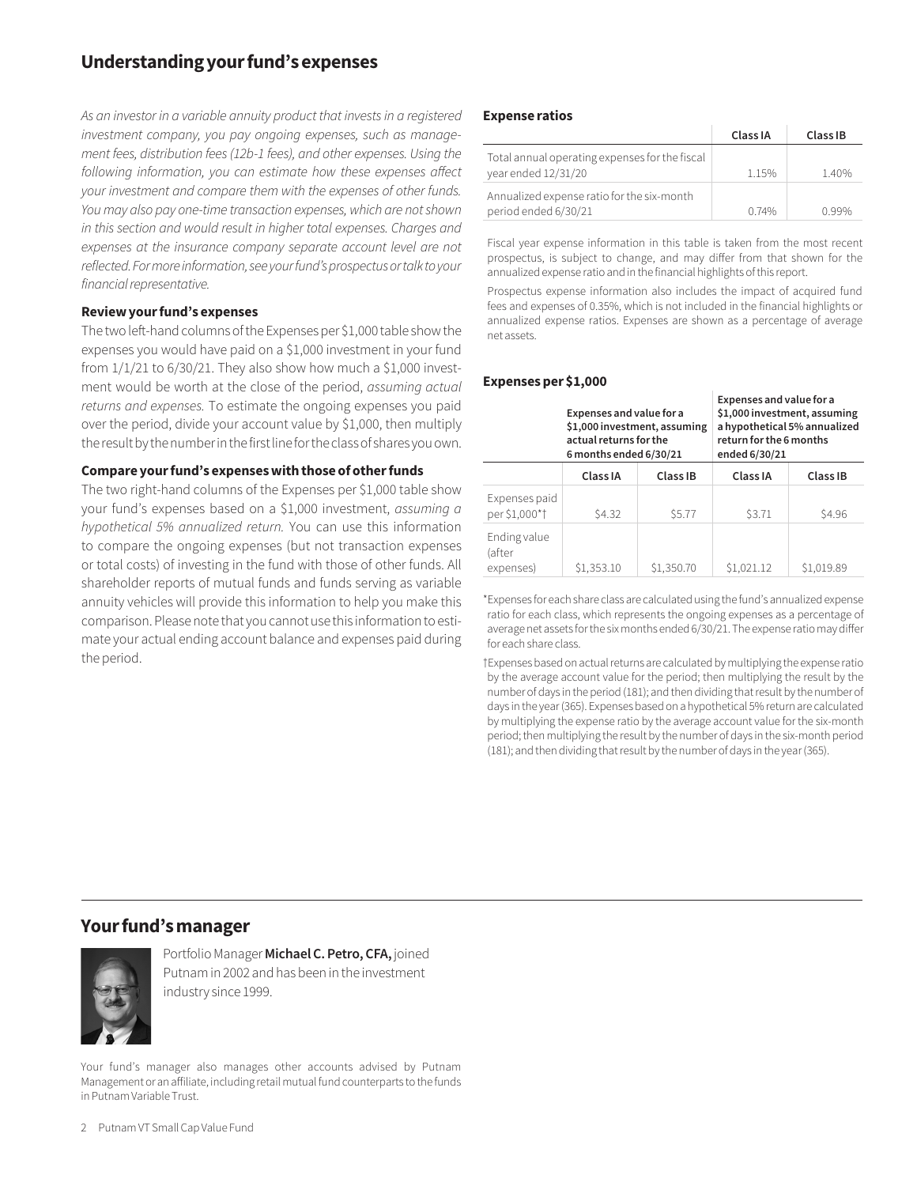## Understanding your fund's expenses

*As an investor in a variable annuity product that invests in a registered investment company, you pay ongoing expenses, such as management fees, distribution fees (12b-1 fees), and other expenses. Using the following information, you can estimate how these expenses affect your investment and compare them with the expenses of other funds. You may also pay one-time transaction expenses, which are not shown in this section and would result in higher total expenses. Charges and expenses at the insurance company separate account level are not reflected. For more information, see your fund's prospectus or talk to your financial representative.*

### Review your fund's expenses

The two left-hand columns of the Expenses per $1,000 table show the expenses you would have paid on a $1,000 investment in your fund from 1/1/21 to 6/30/21. They also show how much a $1,000 investment would be worth at the close of the period, *assuming actual returns and expenses.* To estimate the ongoing expenses you paid over the period, divide your account value by $1,000, then multiply the result by the number in the first line for the class of shares you own.

### Compare your fund's expenses with those of other funds

The two right-hand columns of the Expenses per $1,000 table show your fund's expenses based on a $1,000 investment, *assuming a hypothetical 5% annualized return.* You can use this information to compare the ongoing expenses (but not transaction expenses or total costs) of investing in the fund with those of other funds. All shareholder reports of mutual funds and funds serving as variable annuity vehicles will provide this information to help you make this comparison. Please note that you cannot use this information to estimate your actual ending account balance and expenses paid during the period.

### Expense ratios

| | Class IA | Class IB |
|---|---|---|
| Total annual operating expenses for the fiscal year ended 12/31/20 | 1.15% | 1.40% |
| Annualized expense ratio for the six-month period ended 6/30/21 | 0.74% | 0.99% |

Fiscal year expense information in this table is taken from the most recent prospectus, is subject to change, and may differ from that shown for the annualized expense ratio and in the financial highlights of this report.

Prospectus expense information also includes the impact of acquired fund fees and expenses of 0.35%, which is not included in the financial highlights or annualized expense ratios. Expenses are shown as a percentage of average net assets.

### Expenses per $1,000

| | Expenses and value for a $1,000 investment, assuming actual returns for the 6 months ended 6/30/21 | | Expenses and value for a $1,000 investment, assuming a hypothetical 5% annualized return for the 6 months ended 6/30/21 | |
|---|---|---|---|---|
| | Class IA | Class IB | Class IA | Class IB |
| Expenses paid per $1,000*† | $4.32 | $5.77 | $3.71 | $4.96 |
| Ending value (after expenses) | $1,353.10 | $1,350.70 | $1,021.12 | $1,019.89 |

*Expenses for each share class are calculated using the fund's annualized expense ratio for each class, which represents the ongoing expenses as a percentage of average net assets for the six months ended 6/30/21. The expense ratio may differ for each share class.

†Expenses based on actual returns are calculated by multiplying the expense ratio by the average account value for the period; then multiplying the result by the number of days in the period (181); and then dividing that result by the number of days in the year (365). Expenses based on a hypothetical 5% return are calculated by multiplying the expense ratio by the average account value for the six-month period; then multiplying the result by the number of days in the six-month period (181); and then dividing that result by the number of days in the year (365).

## Your fund's manager

Portfolio Manager **Michael C. Petro, CFA,** joined Putnam in 2002 and has been in the investment industry since 1999.

Your fund's manager also manages other accounts advised by Putnam Management or an affiliate, including retail mutual fund counterparts to the funds in Putnam Variable Trust.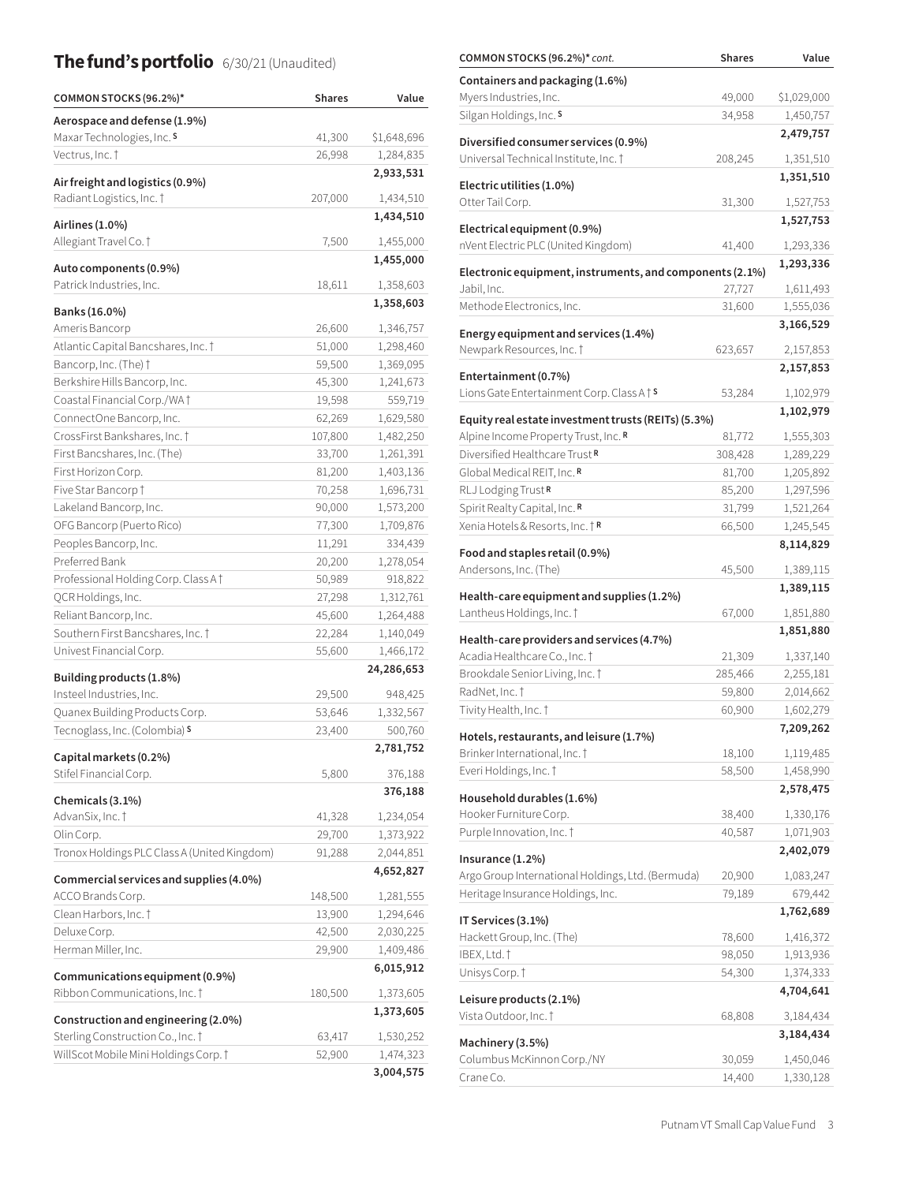## The fund's portfolio 6/30/21 (Unaudited)

| COMMON STOCKS (96.2%)* | Shares | Value |
|---|---|---|
| **Aerospace and defense (1.9%)** | | |
| Maxar Technologies, Inc. S | 41,300 | $1,648,696 |
| Vectrus, Inc. † | 26,998 | 1,284,835 |
| | | **2,933,531** |
| **Air freight and logistics (0.9%)** | | |
| Radiant Logistics, Inc. † | 207,000 | 1,434,510 |
| | | **1,434,510** |
| **Airlines (1.0%)** | | |
| Allegiant Travel Co. † | 7,500 | 1,455,000 |
| | | **1,455,000** |
| **Auto components (0.9%)** | | |
| Patrick Industries, Inc. | 18,611 | 1,358,603 |
| | | **1,358,603** |
| **Banks (16.0%)** | | |
| Ameris Bancorp | 26,600 | 1,346,757 |
| Atlantic Capital Bancshares, Inc. † | 51,000 | 1,298,460 |
| Bancorp, Inc. (The) † | 59,500 | 1,369,095 |
| Berkshire Hills Bancorp, Inc. | 45,300 | 1,241,673 |
| Coastal Financial Corp./WA † | 19,598 | 559,719 |
| ConnectOne Bancorp, Inc. | 62,269 | 1,629,580 |
| CrossFirst Bankshares, Inc. † | 107,800 | 1,482,250 |
| First Bancshares, Inc. (The) | 33,700 | 1,261,391 |
| First Horizon Corp. | 81,200 | 1,403,136 |
| Five Star Bancorp † | 70,258 | 1,696,731 |
| Lakeland Bancorp, Inc. | 90,000 | 1,573,200 |
| OFG Bancorp (Puerto Rico) | 77,300 | 1,709,876 |
| Peoples Bancorp, Inc. | 11,291 | 334,439 |
| Preferred Bank | 20,200 | 1,278,054 |
| Professional Holding Corp. Class A † | 50,989 | 918,822 |
| QCR Holdings, Inc. | 27,298 | 1,312,761 |
| Reliant Bancorp, Inc. | 45,600 | 1,264,488 |
| Southern First Bancshares, Inc. † | 22,284 | 1,140,049 |
| Univest Financial Corp. | 55,600 | 1,466,172 |
| | | **24,286,653** |
| **Building products (1.8%)** | | |
| Insteel Industries, Inc. | 29,500 | 948,425 |
| Quanex Building Products Corp. | 53,646 | 1,332,567 |
| Tecnoglass, Inc. (Colombia) S | 23,400 | 500,760 |
| | | **2,781,752** |
| **Capital markets (0.2%)** | | |
| Stifel Financial Corp. | 5,800 | 376,188 |
| | | **376,188** |
| **Chemicals (3.1%)** | | |
| AdvanSix, Inc. † | 41,328 | 1,234,054 |
| Olin Corp. | 29,700 | 1,373,922 |
| Tronox Holdings PLC Class A (United Kingdom) | 91,288 | 2,044,851 |
| | | **4,652,827** |
| **Commercial services and supplies (4.0%)** | | |
| ACCO Brands Corp. | 148,500 | 1,281,555 |
| Clean Harbors, Inc. † | 13,900 | 1,294,646 |
| Deluxe Corp. | 42,500 | 2,030,225 |
| Herman Miller, Inc. | 29,900 | 1,409,486 |
| | | **6,015,912** |
| **Communications equipment (0.9%)** | | |
| Ribbon Communications, Inc. † | 180,500 | 1,373,605 |
| | | **1,373,605** |
| **Construction and engineering (2.0%)** | | |
| Sterling Construction Co., Inc. † | 63,417 | 1,530,252 |
| WillScot Mobile Mini Holdings Corp. † | 52,900 | 1,474,323 |
| | | **3,004,575** |

| COMMON STOCKS (96.2%)* *cont.* | Shares | Value |
|---|---|---|
| **Containers and packaging (1.6%)** | | |
| Myers Industries, Inc. | 49,000 | $1,029,000 |
| Silgan Holdings, Inc. S | 34,958 | 1,450,757 |
| | | **2,479,757** |
| **Diversified consumer services (0.9%)** | | |
| Universal Technical Institute, Inc. † | 208,245 | 1,351,510 |
| | | **1,351,510** |
| **Electric utilities (1.0%)** | | |
| Otter Tail Corp. | 31,300 | 1,527,753 |
| | | **1,527,753** |
| **Electrical equipment (0.9%)** | | |
| nVent Electric PLC (United Kingdom) | 41,400 | 1,293,336 |
| | | **1,293,336** |
| **Electronic equipment, instruments, and components (2.1%)** | | |
| Jabil, Inc. | 27,727 | 1,611,493 |
| Methode Electronics, Inc. | 31,600 | 1,555,036 |
| | | **3,166,529** |
| **Energy equipment and services (1.4%)** | | |
| Newpark Resources, Inc. † | 623,657 | 2,157,853 |
| | | **2,157,853** |
| **Entertainment (0.7%)** | | |
| Lions Gate Entertainment Corp. Class A † S | 53,284 | 1,102,979 |
| | | **1,102,979** |
| **Equity real estate investment trusts (REITs) (5.3%)** | | |
| Alpine Income Property Trust, Inc. R | 81,772 | 1,555,303 |
| Diversified Healthcare Trust R | 308,428 | 1,289,229 |
| Global Medical REIT, Inc. R | 81,700 | 1,205,892 |
| RLJ Lodging Trust R | 85,200 | 1,297,596 |
| Spirit Realty Capital, Inc. R | 31,799 | 1,521,264 |
| Xenia Hotels & Resorts, Inc. † R | 66,500 | 1,245,545 |
| | | **8,114,829** |
| **Food and staples retail (0.9%)** | | |
| Andersons, Inc. (The) | 45,500 | 1,389,115 |
| | | **1,389,115** |
| **Health-care equipment and supplies (1.2%)** | | |
| Lantheus Holdings, Inc. † | 67,000 | 1,851,880 |
| | | **1,851,880** |
| **Health-care providers and services (4.7%)** | | |
| Acadia Healthcare Co., Inc. † | 21,309 | 1,337,140 |
| Brookdale Senior Living, Inc. † | 285,466 | 2,255,181 |
| RadNet, Inc. † | 59,800 | 2,014,662 |
| Tivity Health, Inc. † | 60,900 | 1,602,279 |
| | | **7,209,262** |
| **Hotels, restaurants, and leisure (1.7%)** | | |
| Brinker International, Inc. † | 18,100 | 1,119,485 |
| Everi Holdings, Inc. † | 58,500 | 1,458,990 |
| | | **2,578,475** |
| **Household durables (1.6%)** | | |
| Hooker Furniture Corp. | 38,400 | 1,330,176 |
| Purple Innovation, Inc. † | 40,587 | 1,071,903 |
| | | **2,402,079** |
| **Insurance (1.2%)** | | |
| Argo Group International Holdings, Ltd. (Bermuda) | 20,900 | 1,083,247 |
| Heritage Insurance Holdings, Inc. | 79,189 | 679,442 |
| | | **1,762,689** |
| **IT Services (3.1%)** | | |
| Hackett Group, Inc. (The) | 78,600 | 1,416,372 |
| IBEX, Ltd. † | 98,050 | 1,913,936 |
| Unisys Corp. † | 54,300 | 1,374,333 |
| | | **4,704,641** |
| **Leisure products (2.1%)** | | |
| Vista Outdoor, Inc. † | 68,808 | 3,184,434 |
| | | **3,184,434** |
| **Machinery (3.5%)** | | |
| Columbus McKinnon Corp./NY | 30,059 | 1,450,046 |
| Crane Co. | 14,400 | 1,330,128 |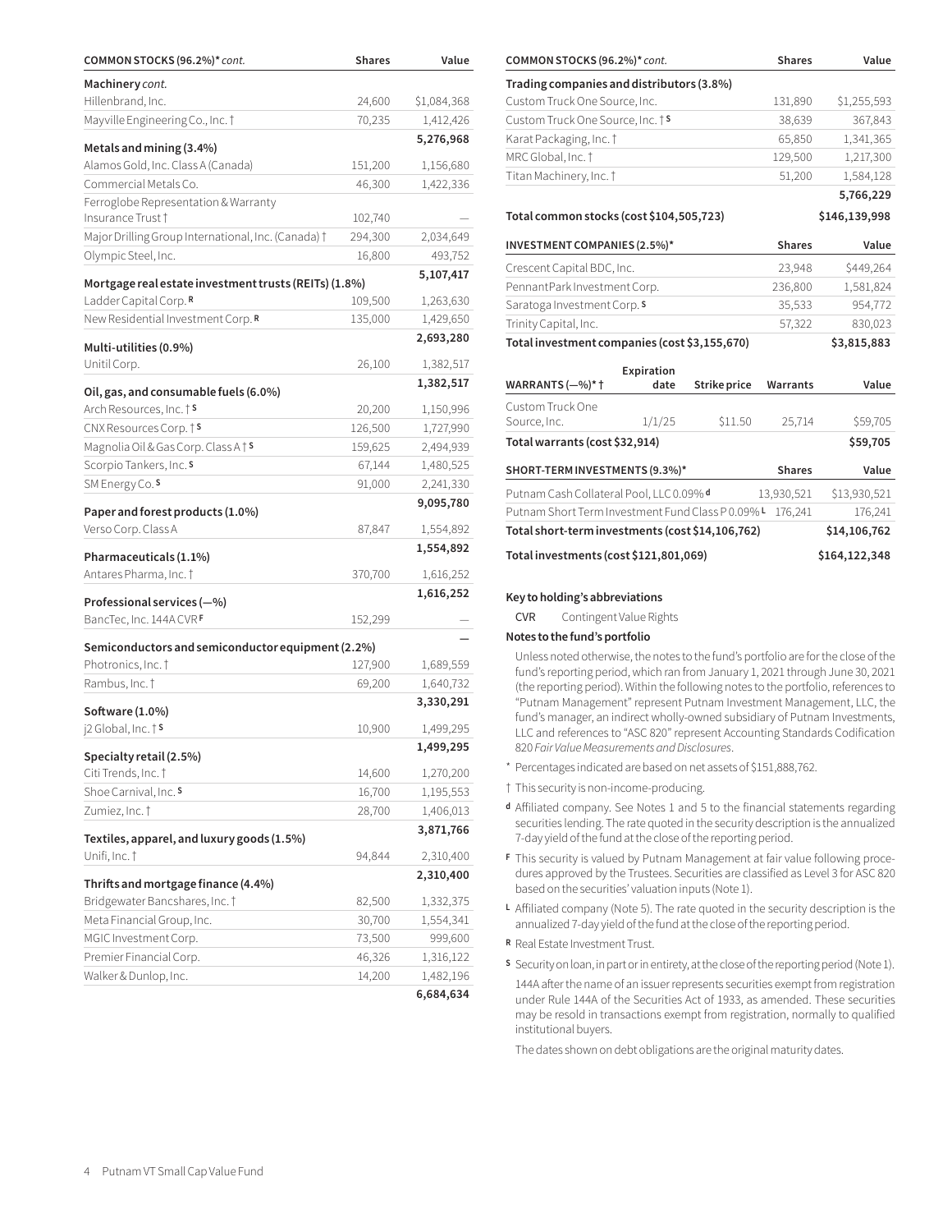| COMMON STOCKS (96.2%)* *cont.* | Shares | Value |
|---|---|---|
| **Machinery** *cont.* | | |
| Hillenbrand, Inc. | 24,600 | $1,084,368 |
| Mayville Engineering Co., Inc. † | 70,235 | 1,412,426 |
| | | **5,276,968** |
| **Metals and mining (3.4%)** | | |
| Alamos Gold, Inc. Class A (Canada) | 151,200 | 1,156,680 |
| Commercial Metals Co. | 46,300 | 1,422,336 |
| Ferroglobe Representation & Warranty Insurance Trust † | 102,740 | — |
| Major Drilling Group International, Inc. (Canada) † | 294,300 | 2,034,649 |
| Olympic Steel, Inc. | 16,800 | 493,752 |
| | | **5,107,417** |
| **Mortgage real estate investment trusts (REITs) (1.8%)** | | |
| Ladder Capital Corp. R | 109,500 | 1,263,630 |
| New Residential Investment Corp. R | 135,000 | 1,429,650 |
| | | **2,693,280** |
| **Multi-utilities (0.9%)** | | |
| Unitil Corp. | 26,100 | 1,382,517 |
| | | **1,382,517** |
| **Oil, gas, and consumable fuels (6.0%)** | | |
| Arch Resources, Inc. † S | 20,200 | 1,150,996 |
| CNX Resources Corp. † S | 126,500 | 1,727,990 |
| Magnolia Oil & Gas Corp. Class A † S | 159,625 | 2,494,939 |
| Scorpio Tankers, Inc. S | 67,144 | 1,480,525 |
| SM Energy Co. S | 91,000 | 2,241,330 |
| | | **9,095,780** |
| **Paper and forest products (1.0%)** | | |
| Verso Corp. Class A | 87,847 | 1,554,892 |
| | | **1,554,892** |
| **Pharmaceuticals (1.1%)** | | |
| Antares Pharma, Inc. † | 370,700 | 1,616,252 |
| | | **1,616,252** |
| **Professional services (—%)** | | |
| BancTec, Inc. 144A CVR F | 152,299 | — |
| | | **—** |
| **Semiconductors and semiconductor equipment (2.2%)** | | |
| Photronics, Inc. † | 127,900 | 1,689,559 |
| Rambus, Inc. † | 69,200 | 1,640,732 |
| | | **3,330,291** |
| **Software (1.0%)** | | |
| j2 Global, Inc. † S | 10,900 | 1,499,295 |
| | | **1,499,295** |
| **Specialty retail (2.5%)** | | |
| Citi Trends, Inc. † | 14,600 | 1,270,200 |
| Shoe Carnival, Inc. S | 16,700 | 1,195,553 |
| Zumiez, Inc. † | 28,700 | 1,406,013 |
| | | **3,871,766** |
| **Textiles, apparel, and luxury goods (1.5%)** | | |
| Unifi, Inc. † | 94,844 | 2,310,400 |
| | | **2,310,400** |
| **Thrifts and mortgage finance (4.4%)** | | |
| Bridgewater Bancshares, Inc. † | 82,500 | 1,332,375 |
| Meta Financial Group, Inc. | 30,700 | 1,554,341 |
| MGIC Investment Corp. | 73,500 | 999,600 |
| Premier Financial Corp. | 46,326 | 1,316,122 |
| Walker & Dunlop, Inc. | 14,200 | 1,482,196 |
| | | **6,684,634** |
| **Trading companies and distributors (3.8%)** | | |
| Custom Truck One Source, Inc. | 131,890 | $1,255,593 |
| Custom Truck One Source, Inc. † S | 38,639 | 367,843 |
| Karat Packaging, Inc. † | 65,850 | 1,341,365 |
| MRC Global, Inc. † | 129,500 | 1,217,300 |
| Titan Machinery, Inc. † | 51,200 | 1,584,128 |
| | | **5,766,229** |
| **Total common stocks (cost $104,505,723)** | | **$146,139,998** |

| INVESTMENT COMPANIES (2.5%)* | Shares | Value |
|---|---|---|
| Crescent Capital BDC, Inc. | 23,948 | $449,264 |
| PennantPark Investment Corp. | 236,800 | 1,581,824 |
| Saratoga Investment Corp. S | 35,533 | 954,772 |
| Trinity Capital, Inc. | 57,322 | 830,023 |
| **Total investment companies (cost $3,155,670)** | | **$3,815,883** |

| WARRANTS (—%)* † | Expiration date | Strike price | Warrants | Value |
|---|---|---|---|---|
| Custom Truck One Source, Inc. | 1/1/25 | $11.50 | 25,714 | $59,705 |
| **Total warrants (cost $32,914)** | | | | **$59,705** |

| SHORT-TERM INVESTMENTS (9.3%)* | Shares | Value |
|---|---|---|
| Putnam Cash Collateral Pool, LLC 0.09% d | 13,930,521 | $13,930,521 |
| Putnam Short Term Investment Fund Class P 0.09% L | 176,241 | 176,241 |
| **Total short-term investments (cost $14,106,762)** | | **$14,106,762** |
| **Total investments (cost $121,801,069)** | | **$164,122,348** |

**Key to holding's abbreviations**

CVR  Contingent Value Rights

**Notes to the fund's portfolio**

Unless noted otherwise, the notes to the fund's portfolio are for the close of the fund's reporting period, which ran from January 1, 2021 through June 30, 2021 (the reporting period). Within the following notes to the portfolio, references to "Putnam Management" represent Putnam Investment Management, LLC, the fund's manager, an indirect wholly-owned subsidiary of Putnam Investments, LLC and references to "ASC 820" represent Accounting Standards Codification 820 *Fair Value Measurements and Disclosures*.

\* Percentages indicated are based on net assets of $151,888,762.

† This security is non-income-producing.

**d** Affiliated company. See Notes 1 and 5 to the financial statements regarding securities lending. The rate quoted in the security description is the annualized 7-day yield of the fund at the close of the reporting period.

**F** This security is valued by Putnam Management at fair value following procedures approved by the Trustees. Securities are classified as Level 3 for ASC 820 based on the securities' valuation inputs (Note 1).

**L** Affiliated company (Note 5). The rate quoted in the security description is the annualized 7-day yield of the fund at the close of the reporting period.

**R** Real Estate Investment Trust.

**S** Security on loan, in part or in entirety, at the close of the reporting period (Note 1).

144A after the name of an issuer represents securities exempt from registration under Rule 144A of the Securities Act of 1933, as amended. These securities may be resold in transactions exempt from registration, normally to qualified institutional buyers.

The dates shown on debt obligations are the original maturity dates.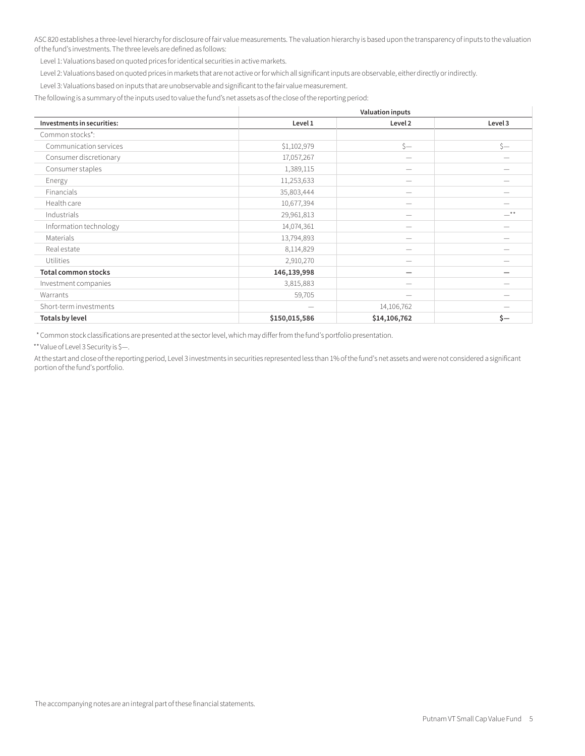ASC 820 establishes a three-level hierarchy for disclosure of fair value measurements. The valuation hierarchy is based upon the transparency of inputs to the valuation of the fund's investments. The three levels are defined as follows:

Level 1: Valuations based on quoted prices for identical securities in active markets.

Level 2: Valuations based on quoted prices in markets that are not active or for which all significant inputs are observable, either directly or indirectly.

Level 3: Valuations based on inputs that are unobservable and significant to the fair value measurement.

The following is a summary of the inputs used to value the fund's net assets as of the close of the reporting period:

| | Valuation inputs | | |
|---|---|---|---|
| **Investments in securities:** | **Level 1** | **Level 2** | **Level 3** |
| Common stocks*: | | | |
| Communication services | $1,102,979 | $— | $— |
| Consumer discretionary | 17,057,267 | — | — |
| Consumer staples | 1,389,115 | — | — |
| Energy | 11,253,633 | — | — |
| Financials | 35,803,444 | — | — |
| Health care | 10,677,394 | — | — |
| Industrials | 29,961,813 | — | —** |
| Information technology | 14,074,361 | — | — |
| Materials | 13,794,893 | — | — |
| Real estate | 8,114,829 | — | — |
| Utilities | 2,910,270 | — | — |
| **Total common stocks** | **146,139,998** | **—** | **—** |
| Investment companies | 3,815,883 | — | — |
| Warrants | 59,705 | — | — |
| Short-term investments | — | 14,106,762 | — |
| **Totals by level** | **$150,015,586** | **$14,106,762** | **$—** |

\* Common stock classifications are presented at the sector level, which may differ from the fund's portfolio presentation.

** Value of Level 3 Security is $—.

At the start and close of the reporting period, Level 3 investments in securities represented less than 1% of the fund's net assets and were not considered a significant portion of the fund's portfolio.

The accompanying notes are an integral part of these financial statements.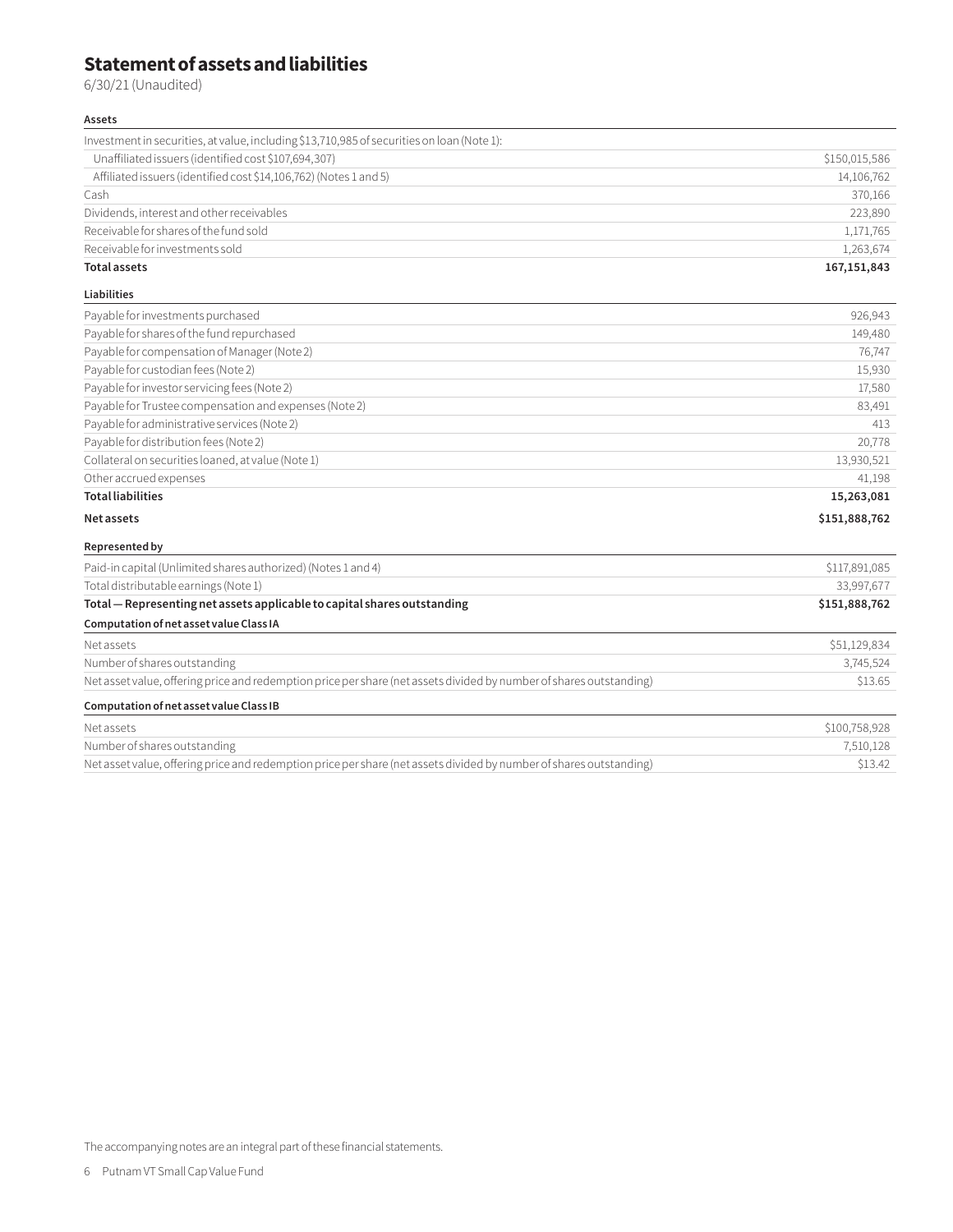# Statement of assets and liabilities

6/30/21 (Unaudited)

| **Assets** | |
|---|---|
| Investment in securities, at value, including $13,710,985 of securities on loan (Note 1): | |
| Unaffiliated issuers (identified cost $107,694,307) | $150,015,586 |
| Affiliated issuers (identified cost $14,106,762) (Notes 1 and 5) | 14,106,762 |
| Cash | 370,166 |
| Dividends, interest and other receivables | 223,890 |
| Receivable for shares of the fund sold | 1,171,765 |
| Receivable for investments sold | 1,263,674 |
| **Total assets** | **167,151,843** |
| **Liabilities** | |
| Payable for investments purchased | 926,943 |
| Payable for shares of the fund repurchased | 149,480 |
| Payable for compensation of Manager (Note 2) | 76,747 |
| Payable for custodian fees (Note 2) | 15,930 |
| Payable for investor servicing fees (Note 2) | 17,580 |
| Payable for Trustee compensation and expenses (Note 2) | 83,491 |
| Payable for administrative services (Note 2) | 413 |
| Payable for distribution fees (Note 2) | 20,778 |
| Collateral on securities loaned, at value (Note 1) | 13,930,521 |
| Other accrued expenses | 41,198 |
| **Total liabilities** | **15,263,081** |
| **Net assets** | **$151,888,762** |
| **Represented by** | |
| Paid-in capital (Unlimited shares authorized) (Notes 1 and 4) | $117,891,085 |
| Total distributable earnings (Note 1) | 33,997,677 |
| **Total — Representing net assets applicable to capital shares outstanding** | **$151,888,762** |
| **Computation of net asset value Class IA** | |
| Net assets | $51,129,834 |
| Number of shares outstanding | 3,745,524 |
| Net asset value, offering price and redemption price per share (net assets divided by number of shares outstanding) | $13.65 |
| **Computation of net asset value Class IB** | |
| Net assets | $100,758,928 |
| Number of shares outstanding | 7,510,128 |
| Net asset value, offering price and redemption price per share (net assets divided by number of shares outstanding) | $13.42 |

The accompanying notes are an integral part of these financial statements.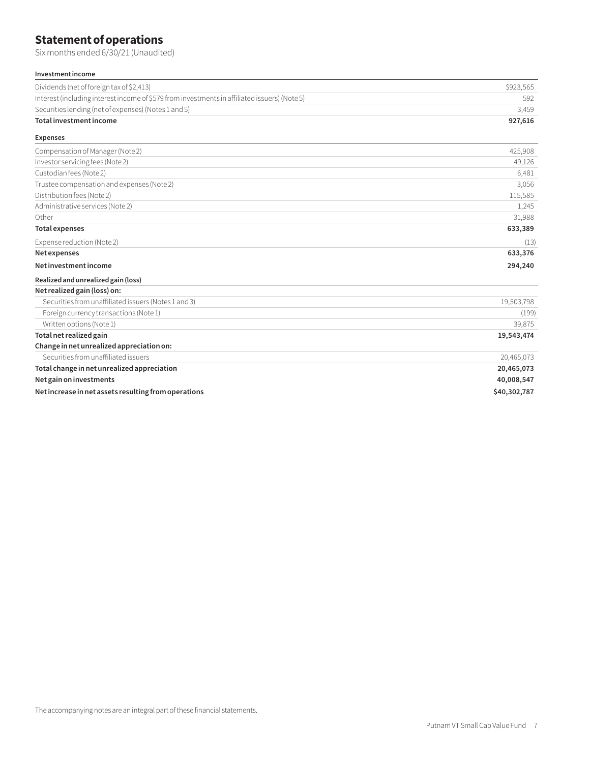# Statement of operations

Six months ended 6/30/21 (Unaudited)

| **Investment income** | |
|---|---|
| Dividends (net of foreign tax of $2,413) | $923,565 |
| Interest (including interest income of $579 from investments in affiliated issuers) (Note 5) | 592 |
| Securities lending (net of expenses) (Notes 1 and 5) | 3,459 |
| **Total investment income** | **927,616** |
| **Expenses** | |
| Compensation of Manager (Note 2) | 425,908 |
| Investor servicing fees (Note 2) | 49,126 |
| Custodian fees (Note 2) | 6,481 |
| Trustee compensation and expenses (Note 2) | 3,056 |
| Distribution fees (Note 2) | 115,585 |
| Administrative services (Note 2) | 1,245 |
| Other | 31,988 |
| **Total expenses** | **633,389** |
| Expense reduction (Note 2) | (13) |
| **Net expenses** | **633,376** |
| **Net investment income** | **294,240** |
| **Realized and unrealized gain (loss)** | |
| **Net realized gain (loss) on:** | |
| Securities from unaffiliated issuers (Notes 1 and 3) | 19,503,798 |
| Foreign currency transactions (Note 1) | (199) |
| Written options (Note 1) | 39,875 |
| **Total net realized gain** | **19,543,474** |
| **Change in net unrealized appreciation on:** | |
| Securities from unaffiliated issuers | 20,465,073 |
| **Total change in net unrealized appreciation** | **20,465,073** |
| **Net gain on investments** | **40,008,547** |
| **Net increase in net assets resulting from operations** | **$40,302,787** |

The accompanying notes are an integral part of these financial statements.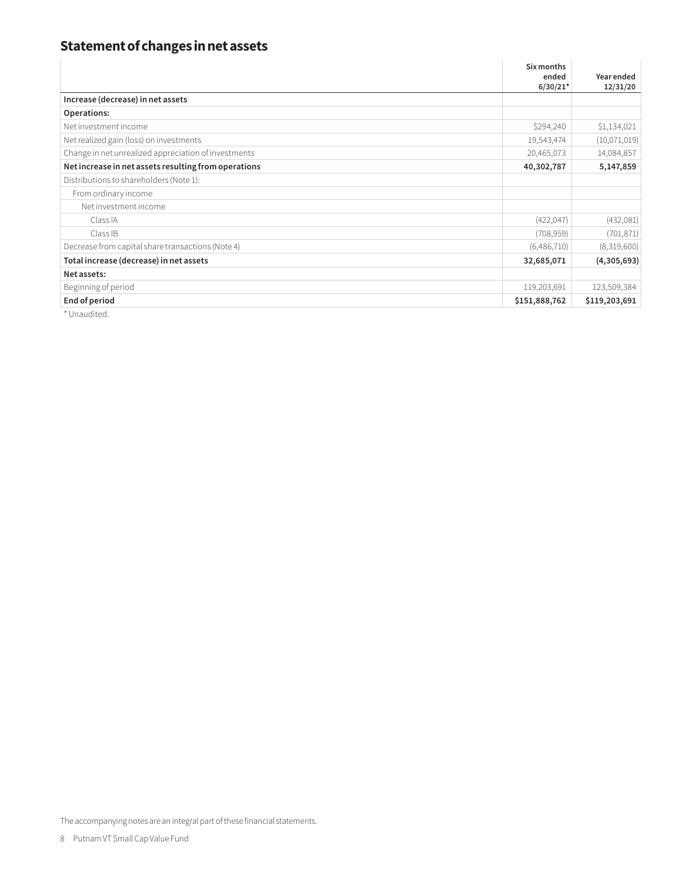## Statement of changes in net assets

| | Six months ended 6/30/21* | Year ended 12/31/20 |
|---|---|---|
| **Increase (decrease) in net assets** | | |
| **Operations:** | | |
| Net investment income | $294,240 | $1,134,021 |
| Net realized gain (loss) on investments | 19,543,474 | (10,071,019) |
| Change in net unrealized appreciation of investments | 20,465,073 | 14,084,857 |
| **Net increase in net assets resulting from operations** | **40,302,787** | **5,147,859** |
| Distributions to shareholders (Note 1): | | |
| From ordinary income | | |
| Net investment income | | |
| Class IA | (422,047) | (432,081) |
| Class IB | (708,959) | (701,871) |
| Decrease from capital share transactions (Note 4) | (6,486,710) | (8,319,600) |
| **Total increase (decrease) in net assets** | **32,685,071** | **(4,305,693)** |
| **Net assets:** | | |
| Beginning of period | 119,203,691 | 123,509,384 |
| **End of period** | **$151,888,762** | **$119,203,691** |

\* Unaudited.

The accompanying notes are an integral part of these financial statements.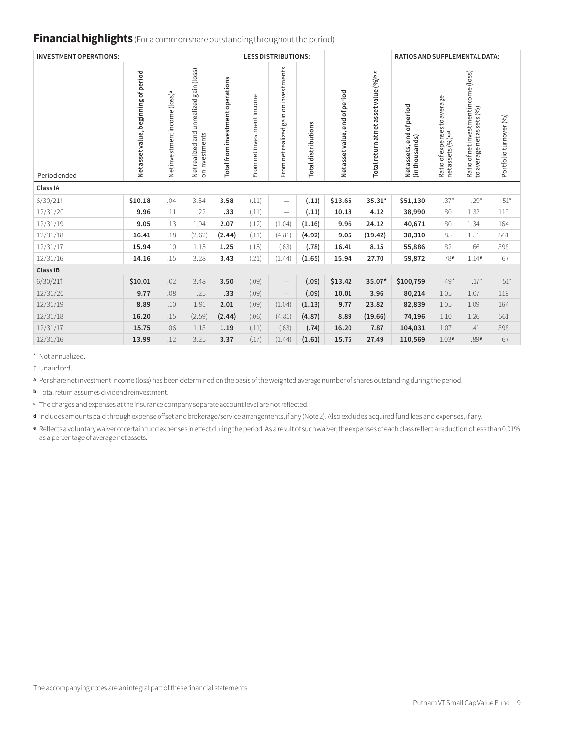## Financial highlights (For a common share outstanding throughout the period)

| | INVESTMENT OPERATIONS: | | | | LESS DISTRIBUTIONS: | | | | | RATIOS AND SUPPLEMENTAL DATA: | | | |
|---|---|---|---|---|---|---|---|---|---|---|---|---|---|
| Period ended | Net asset value, beginning of period | Net investment income (loss)[a] | Net realized and unrealized gain (loss) on investments | Total from investment operations | From net investment income | From net realized gain on investments | Total distributions | Net asset value, end of period | Total return at net asset value (%)[b,c] | Net assets, end of period (in thousands) | Ratio of expenses to average net assets (%)[c,d] | Ratio of net investment income (loss) to average net assets (%) | Portfolio turnover (%) |
| **Class IA** | | | | | | | | | | | | | |
| 6/30/21† | **$10.18** | .04 | 3.54 | **3.58** | (.11) | — | **(.11)** | **$13.65** | **35.31*** | **$51,130** | .37* | .29* | 51* |
| 12/31/20 | **9.96** | .11 | .22 | **.33** | (.11) | — | **(.11)** | **10.18** | **4.12** | **38,990** | .80 | 1.32 | 119 |
| 12/31/19 | **9.05** | .13 | 1.94 | **2.07** | (.12) | (1.04) | **(1.16)** | **9.96** | **24.12** | **40,671** | .80 | 1.34 | 164 |
| 12/31/18 | **16.41** | .18 | (2.62) | **(2.44)** | (.11) | (4.81) | **(4.92)** | **9.05** | **(19.42)** | **38,310** | .85 | 1.51 | 561 |
| 12/31/17 | **15.94** | .10 | 1.15 | **1.25** | (.15) | (.63) | **(.78)** | **16.41** | **8.15** | **55,886** | .82 | .66 | 398 |
| 12/31/16 | **14.16** | .15 | 3.28 | **3.43** | (.21) | (1.44) | **(1.65)** | **15.94** | **27.70** | **59,872** | .78[e] | 1.14[e] | 67 |
| **Class IB** | | | | | | | | | | | | | |
| 6/30/21† | **$10.01** | .02 | 3.48 | **3.50** | (.09) | — | **(.09)** | **$13.42** | **35.07*** | **$100,759** | .49* | .17* | 51* |
| 12/31/20 | **9.77** | .08 | .25 | **.33** | (.09) | — | **(.09)** | **10.01** | **3.96** | **80,214** | 1.05 | 1.07 | 119 |
| 12/31/19 | **8.89** | .10 | 1.91 | **2.01** | (.09) | (1.04) | **(1.13)** | **9.77** | **23.82** | **82,839** | 1.05 | 1.09 | 164 |
| 12/31/18 | **16.20** | .15 | (2.59) | **(2.44)** | (.06) | (4.81) | **(4.87)** | **8.89** | **(19.66)** | **74,196** | 1.10 | 1.26 | 561 |
| 12/31/17 | **15.75** | .06 | 1.13 | **1.19** | (.11) | (.63) | **(.74)** | **16.20** | **7.87** | **104,031** | 1.07 | .41 | 398 |
| 12/31/16 | **13.99** | .12 | 3.25 | **3.37** | (.17) | (1.44) | **(1.61)** | **15.75** | **27.49** | **110,569** | 1.03[e] | .89[e] | 67 |

\* Not annualized.

† Unaudited.

[a] Per share net investment income (loss) has been determined on the basis of the weighted average number of shares outstanding during the period.

[b] Total return assumes dividend reinvestment.

[c] The charges and expenses at the insurance company separate account level are not reflected.

[d] Includes amounts paid through expense offset and brokerage/service arrangements, if any (Note 2). Also excludes acquired fund fees and expenses, if any.

[e] Reflects a voluntary waiver of certain fund expenses in effect during the period. As a result of such waiver, the expenses of each class reflect a reduction of less than 0.01% as a percentage of average net assets.

The accompanying notes are an integral part of these financial statements.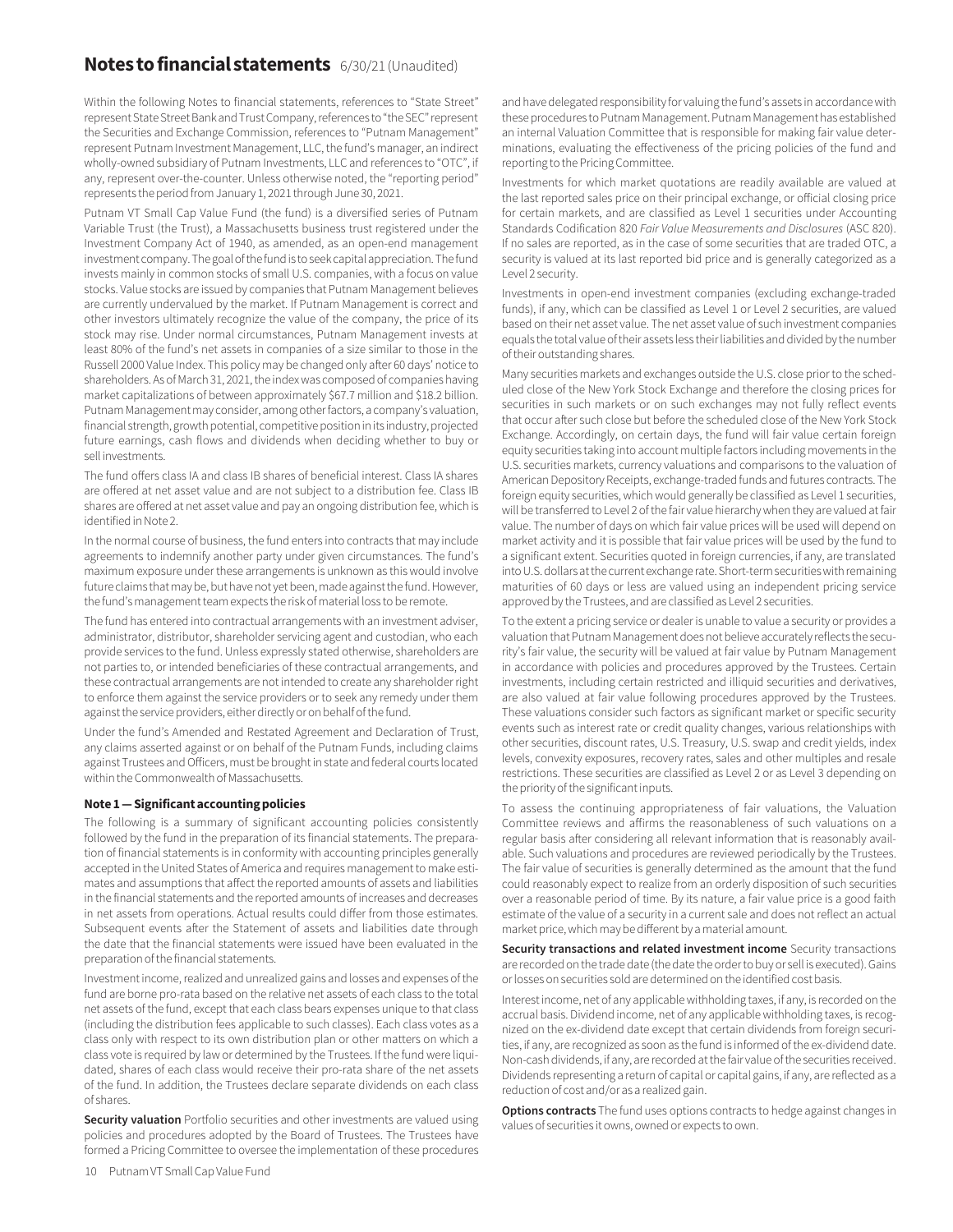# Notes to financial statements 6/30/21 (Unaudited)

Within the following Notes to financial statements, references to "State Street" represent State Street Bank and Trust Company, references to "the SEC" represent the Securities and Exchange Commission, references to "Putnam Management" represent Putnam Investment Management, LLC, the fund's manager, an indirect wholly-owned subsidiary of Putnam Investments, LLC and references to "OTC", if any, represent over-the-counter. Unless otherwise noted, the "reporting period" represents the period from January 1, 2021 through June 30, 2021.

Putnam VT Small Cap Value Fund (the fund) is a diversified series of Putnam Variable Trust (the Trust), a Massachusetts business trust registered under the Investment Company Act of 1940, as amended, as an open-end management investment company. The goal of the fund is to seek capital appreciation. The fund invests mainly in common stocks of small U.S. companies, with a focus on value stocks. Value stocks are issued by companies that Putnam Management believes are currently undervalued by the market. If Putnam Management is correct and other investors ultimately recognize the value of the company, the price of its stock may rise. Under normal circumstances, Putnam Management invests at least 80% of the fund's net assets in companies of a size similar to those in the Russell 2000 Value Index. This policy may be changed only after 60 days' notice to shareholders. As of March 31, 2021, the index was composed of companies having market capitalizations of between approximately $67.7 million and $18.2 billion. Putnam Management may consider, among other factors, a company's valuation, financial strength, growth potential, competitive position in its industry, projected future earnings, cash flows and dividends when deciding whether to buy or sell investments.

The fund offers class IA and class IB shares of beneficial interest. Class IA shares are offered at net asset value and are not subject to a distribution fee. Class IB shares are offered at net asset value and pay an ongoing distribution fee, which is identified in Note 2.

In the normal course of business, the fund enters into contracts that may include agreements to indemnify another party under given circumstances. The fund's maximum exposure under these arrangements is unknown as this would involve future claims that may be, but have not yet been, made against the fund. However, the fund's management team expects the risk of material loss to be remote.

The fund has entered into contractual arrangements with an investment adviser, administrator, distributor, shareholder servicing agent and custodian, who each provide services to the fund. Unless expressly stated otherwise, shareholders are not parties to, or intended beneficiaries of these contractual arrangements, and these contractual arrangements are not intended to create any shareholder right to enforce them against the service providers or to seek any remedy under them against the service providers, either directly or on behalf of the fund.

Under the fund's Amended and Restated Agreement and Declaration of Trust, any claims asserted against or on behalf of the Putnam Funds, including claims against Trustees and Officers, must be brought in state and federal courts located within the Commonwealth of Massachusetts.

### Note 1 — Significant accounting policies

The following is a summary of significant accounting policies consistently followed by the fund in the preparation of its financial statements. The preparation of financial statements is in conformity with accounting principles generally accepted in the United States of America and requires management to make estimates and assumptions that affect the reported amounts of assets and liabilities in the financial statements and the reported amounts of increases and decreases in net assets from operations. Actual results could differ from those estimates. Subsequent events after the Statement of assets and liabilities date through the date that the financial statements were issued have been evaluated in the preparation of the financial statements.

Investment income, realized and unrealized gains and losses and expenses of the fund are borne pro-rata based on the relative net assets of each class to the total net assets of the fund, except that each class bears expenses unique to that class (including the distribution fees applicable to such classes). Each class votes as a class only with respect to its own distribution plan or other matters on which a class vote is required by law or determined by the Trustees. If the fund were liquidated, shares of each class would receive their pro-rata share of the net assets of the fund. In addition, the Trustees declare separate dividends on each class of shares.

**Security valuation** Portfolio securities and other investments are valued using policies and procedures adopted by the Board of Trustees. The Trustees have formed a Pricing Committee to oversee the implementation of these procedures and have delegated responsibility for valuing the fund's assets in accordance with these procedures to Putnam Management. Putnam Management has established an internal Valuation Committee that is responsible for making fair value determinations, evaluating the effectiveness of the pricing policies of the fund and reporting to the Pricing Committee.

Investments for which market quotations are readily available are valued at the last reported sales price on their principal exchange, or official closing price for certain markets, and are classified as Level 1 securities under Accounting Standards Codification 820 *Fair Value Measurements and Disclosures* (ASC 820). If no sales are reported, as in the case of some securities that are traded OTC, a security is valued at its last reported bid price and is generally categorized as a Level 2 security.

Investments in open-end investment companies (excluding exchange-traded funds), if any, which can be classified as Level 1 or Level 2 securities, are valued based on their net asset value. The net asset value of such investment companies equals the total value of their assets less their liabilities and divided by the number of their outstanding shares.

Many securities markets and exchanges outside the U.S. close prior to the scheduled close of the New York Stock Exchange and therefore the closing prices for securities in such markets or on such exchanges may not fully reflect events that occur after such close but before the scheduled close of the New York Stock Exchange. Accordingly, on certain days, the fund will fair value certain foreign equity securities taking into account multiple factors including movements in the U.S. securities markets, currency valuations and comparisons to the valuation of American Depository Receipts, exchange-traded funds and futures contracts. The foreign equity securities, which would generally be classified as Level 1 securities, will be transferred to Level 2 of the fair value hierarchy when they are valued at fair value. The number of days on which fair value prices will be used will depend on market activity and it is possible that fair value prices will be used by the fund to a significant extent. Securities quoted in foreign currencies, if any, are translated into U.S. dollars at the current exchange rate. Short-term securities with remaining maturities of 60 days or less are valued using an independent pricing service approved by the Trustees, and are classified as Level 2 securities.

To the extent a pricing service or dealer is unable to value a security or provides a valuation that Putnam Management does not believe accurately reflects the security's fair value, the security will be valued at fair value by Putnam Management in accordance with policies and procedures approved by the Trustees. Certain investments, including certain restricted and illiquid securities and derivatives, are also valued at fair value following procedures approved by the Trustees. These valuations consider such factors as significant market or specific security events such as interest rate or credit quality changes, various relationships with other securities, discount rates, U.S. Treasury, U.S. swap and credit yields, index levels, convexity exposures, recovery rates, sales and other multiples and resale restrictions. These securities are classified as Level 2 or as Level 3 depending on the priority of the significant inputs.

To assess the continuing appropriateness of fair valuations, the Valuation Committee reviews and affirms the reasonableness of such valuations on a regular basis after considering all relevant information that is reasonably available. Such valuations and procedures are reviewed periodically by the Trustees. The fair value of securities is generally determined as the amount that the fund could reasonably expect to realize from an orderly disposition of such securities over a reasonable period of time. By its nature, a fair value price is a good faith estimate of the value of a security in a current sale and does not reflect an actual market price, which may be different by a material amount.

**Security transactions and related investment income** Security transactions are recorded on the trade date (the date the order to buy or sell is executed). Gains or losses on securities sold are determined on the identified cost basis.

Interest income, net of any applicable withholding taxes, if any, is recorded on the accrual basis. Dividend income, net of any applicable withholding taxes, is recognized on the ex-dividend date except that certain dividends from foreign securities, if any, are recognized as soon as the fund is informed of the ex-dividend date. Non-cash dividends, if any, are recorded at the fair value of the securities received. Dividends representing a return of capital or capital gains, if any, are reflected as a reduction of cost and/or as a realized gain.

**Options contracts** The fund uses options contracts to hedge against changes in values of securities it owns, owned or expects to own.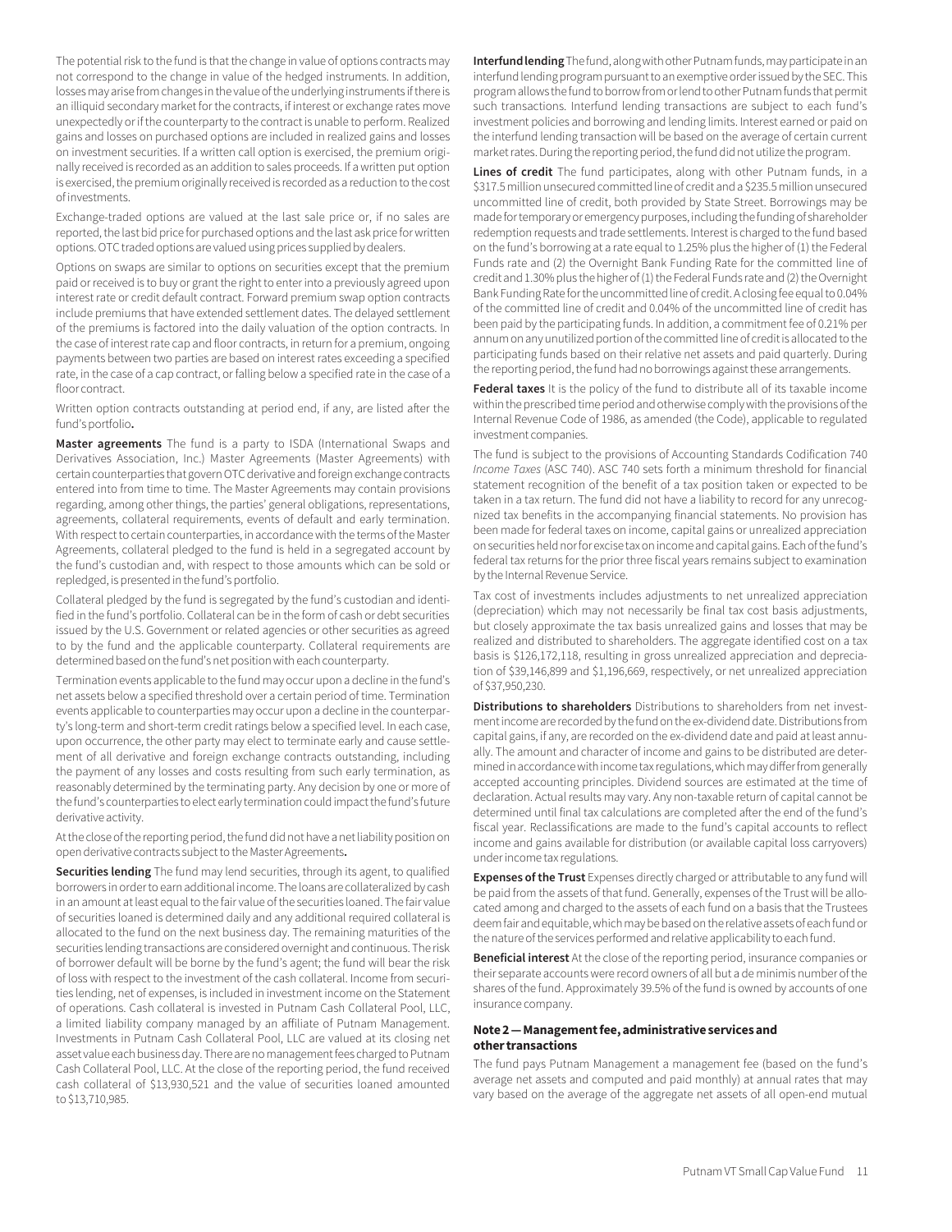The potential risk to the fund is that the change in value of options contracts may not correspond to the change in value of the hedged instruments. In addition, losses may arise from changes in the value of the underlying instruments if there is an illiquid secondary market for the contracts, if interest or exchange rates move unexpectedly or if the counterparty to the contract is unable to perform. Realized gains and losses on purchased options are included in realized gains and losses on investment securities. If a written call option is exercised, the premium originally received is recorded as an addition to sales proceeds. If a written put option is exercised, the premium originally received is recorded as a reduction to the cost of investments.

Exchange-traded options are valued at the last sale price or, if no sales are reported, the last bid price for purchased options and the last ask price for written options. OTC traded options are valued using prices supplied by dealers.

Options on swaps are similar to options on securities except that the premium paid or received is to buy or grant the right to enter into a previously agreed upon interest rate or credit default contract. Forward premium swap option contracts include premiums that have extended settlement dates. The delayed settlement of the premiums is factored into the daily valuation of the option contracts. In the case of interest rate cap and floor contracts, in return for a premium, ongoing payments between two parties are based on interest rates exceeding a specified rate, in the case of a cap contract, or falling below a specified rate in the case of a floor contract.

Written option contracts outstanding at period end, if any, are listed after the fund's portfolio**.**

**Master agreements** The fund is a party to ISDA (International Swaps and Derivatives Association, Inc.) Master Agreements (Master Agreements) with certain counterparties that govern OTC derivative and foreign exchange contracts entered into from time to time. The Master Agreements may contain provisions regarding, among other things, the parties' general obligations, representations, agreements, collateral requirements, events of default and early termination. With respect to certain counterparties, in accordance with the terms of the Master Agreements, collateral pledged to the fund is held in a segregated account by the fund's custodian and, with respect to those amounts which can be sold or repledged, is presented in the fund's portfolio.

Collateral pledged by the fund is segregated by the fund's custodian and identified in the fund's portfolio. Collateral can be in the form of cash or debt securities issued by the U.S. Government or related agencies or other securities as agreed to by the fund and the applicable counterparty. Collateral requirements are determined based on the fund's net position with each counterparty.

Termination events applicable to the fund may occur upon a decline in the fund's net assets below a specified threshold over a certain period of time. Termination events applicable to counterparties may occur upon a decline in the counterparty's long-term and short-term credit ratings below a specified level. In each case, upon occurrence, the other party may elect to terminate early and cause settlement of all derivative and foreign exchange contracts outstanding, including the payment of any losses and costs resulting from such early termination, as reasonably determined by the terminating party. Any decision by one or more of the fund's counterparties to elect early termination could impact the fund's future derivative activity.

At the close of the reporting period, the fund did not have a net liability position on open derivative contracts subject to the Master Agreements**.**

**Securities lending** The fund may lend securities, through its agent, to qualified borrowers in order to earn additional income. The loans are collateralized by cash in an amount at least equal to the fair value of the securities loaned. The fair value of securities loaned is determined daily and any additional required collateral is allocated to the fund on the next business day. The remaining maturities of the securities lending transactions are considered overnight and continuous. The risk of borrower default will be borne by the fund's agent; the fund will bear the risk of loss with respect to the investment of the cash collateral. Income from securities lending, net of expenses, is included in investment income on the Statement of operations. Cash collateral is invested in Putnam Cash Collateral Pool, LLC, a limited liability company managed by an affiliate of Putnam Management. Investments in Putnam Cash Collateral Pool, LLC are valued at its closing net asset value each business day. There are no management fees charged to Putnam Cash Collateral Pool, LLC. At the close of the reporting period, the fund received cash collateral of $13,930,521 and the value of securities loaned amounted to $13,710,985.

**Interfund lending** The fund, along with other Putnam funds, may participate in an interfund lending program pursuant to an exemptive order issued by the SEC. This program allows the fund to borrow from or lend to other Putnam funds that permit such transactions. Interfund lending transactions are subject to each fund's investment policies and borrowing and lending limits. Interest earned or paid on the interfund lending transaction will be based on the average of certain current market rates. During the reporting period, the fund did not utilize the program.

**Lines of credit** The fund participates, along with other Putnam funds, in a $317.5 million unsecured committed line of credit and a $235.5 million unsecured uncommitted line of credit, both provided by State Street. Borrowings may be made for temporary or emergency purposes, including the funding of shareholder redemption requests and trade settlements. Interest is charged to the fund based on the fund's borrowing at a rate equal to 1.25% plus the higher of (1) the Federal Funds rate and (2) the Overnight Bank Funding Rate for the committed line of credit and 1.30% plus the higher of (1) the Federal Funds rate and (2) the Overnight Bank Funding Rate for the uncommitted line of credit. A closing fee equal to 0.04% of the committed line of credit and 0.04% of the uncommitted line of credit has been paid by the participating funds. In addition, a commitment fee of 0.21% per annum on any unutilized portion of the committed line of credit is allocated to the participating funds based on their relative net assets and paid quarterly. During the reporting period, the fund had no borrowings against these arrangements.

**Federal taxes** It is the policy of the fund to distribute all of its taxable income within the prescribed time period and otherwise comply with the provisions of the Internal Revenue Code of 1986, as amended (the Code), applicable to regulated investment companies.

The fund is subject to the provisions of Accounting Standards Codification 740 *Income Taxes* (ASC 740). ASC 740 sets forth a minimum threshold for financial statement recognition of the benefit of a tax position taken or expected to be taken in a tax return. The fund did not have a liability to record for any unrecognized tax benefits in the accompanying financial statements. No provision has been made for federal taxes on income, capital gains or unrealized appreciation on securities held nor for excise tax on income and capital gains. Each of the fund's federal tax returns for the prior three fiscal years remains subject to examination by the Internal Revenue Service.

Tax cost of investments includes adjustments to net unrealized appreciation (depreciation) which may not necessarily be final tax cost basis adjustments, but closely approximate the tax basis unrealized gains and losses that may be realized and distributed to shareholders. The aggregate identified cost on a tax basis is $126,172,118, resulting in gross unrealized appreciation and depreciation of $39,146,899 and $1,196,669, respectively, or net unrealized appreciation of $37,950,230.

**Distributions to shareholders** Distributions to shareholders from net investment income are recorded by the fund on the ex-dividend date. Distributions from capital gains, if any, are recorded on the ex-dividend date and paid at least annually. The amount and character of income and gains to be distributed are determined in accordance with income tax regulations, which may differ from generally accepted accounting principles. Dividend sources are estimated at the time of declaration. Actual results may vary. Any non-taxable return of capital cannot be determined until final tax calculations are completed after the end of the fund's fiscal year. Reclassifications are made to the fund's capital accounts to reflect income and gains available for distribution (or available capital loss carryovers) under income tax regulations.

**Expenses of the Trust** Expenses directly charged or attributable to any fund will be paid from the assets of that fund. Generally, expenses of the Trust will be allocated among and charged to the assets of each fund on a basis that the Trustees deem fair and equitable, which may be based on the relative assets of each fund or the nature of the services performed and relative applicability to each fund.

**Beneficial interest** At the close of the reporting period, insurance companies or their separate accounts were record owners of all but a de minimis number of the shares of the fund. Approximately 39.5% of the fund is owned by accounts of one insurance company.

### Note 2 — Management fee, administrative services and other transactions

The fund pays Putnam Management a management fee (based on the fund's average net assets and computed and paid monthly) at annual rates that may vary based on the average of the aggregate net assets of all open-end mutual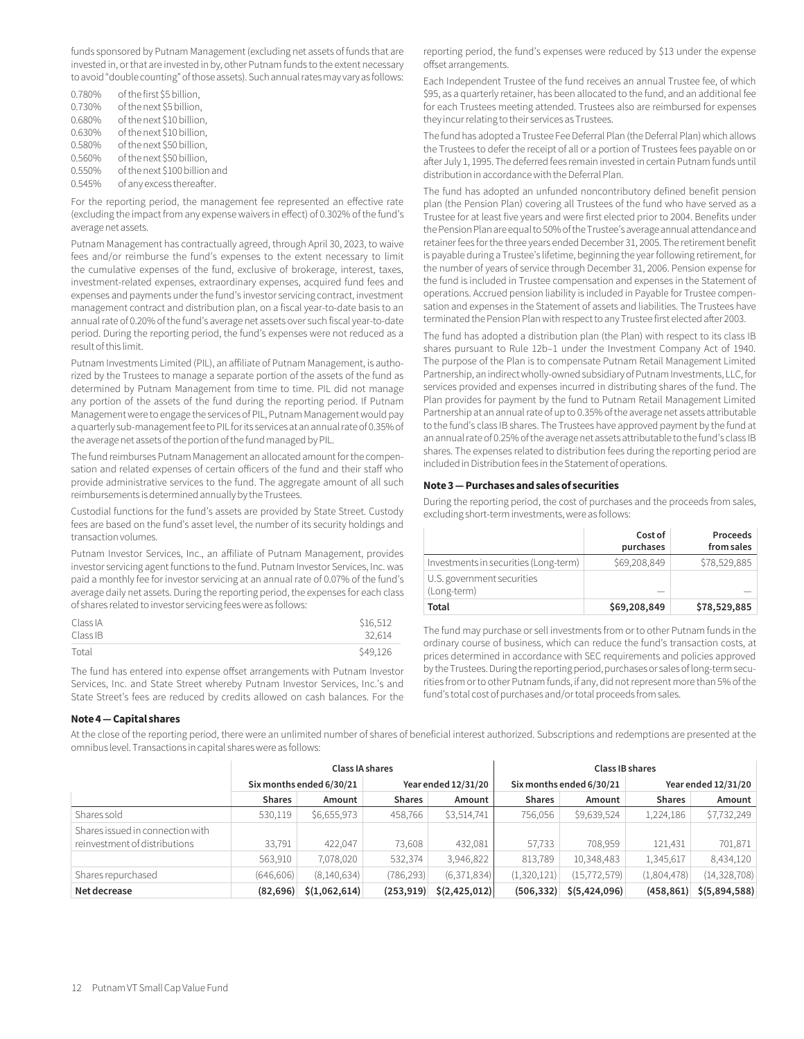funds sponsored by Putnam Management (excluding net assets of funds that are invested in, or that are invested in by, other Putnam funds to the extent necessary to avoid "double counting" of those assets). Such annual rates may vary as follows:

| | |
|---|---|
| 0.780% | of the first $5 billion, |
| 0.730% | of the next $5 billion, |
| 0.680% | of the next $10 billion, |
| 0.630% | of the next $10 billion, |
| 0.580% | of the next $50 billion, |
| 0.560% | of the next $50 billion, |
| 0.550% | of the next $100 billion and |
| 0.545% | of any excess thereafter. |

For the reporting period, the management fee represented an effective rate (excluding the impact from any expense waivers in effect) of 0.302% of the fund's average net assets.

Putnam Management has contractually agreed, through April 30, 2023, to waive fees and/or reimburse the fund's expenses to the extent necessary to limit the cumulative expenses of the fund, exclusive of brokerage, interest, taxes, investment-related expenses, extraordinary expenses, acquired fund fees and expenses and payments under the fund's investor servicing contract, investment management contract and distribution plan, on a fiscal year-to-date basis to an annual rate of 0.20% of the fund's average net assets over such fiscal year-to-date period. During the reporting period, the fund's expenses were not reduced as a result of this limit.

Putnam Investments Limited (PIL), an affiliate of Putnam Management, is authorized by the Trustees to manage a separate portion of the assets of the fund as determined by Putnam Management from time to time. PIL did not manage any portion of the assets of the fund during the reporting period. If Putnam Management were to engage the services of PIL, Putnam Management would pay a quarterly sub-management fee to PIL for its services at an annual rate of 0.35% of the average net assets of the portion of the fund managed by PIL.

The fund reimburses Putnam Management an allocated amount for the compensation and related expenses of certain officers of the fund and their staff who provide administrative services to the fund. The aggregate amount of all such reimbursements is determined annually by the Trustees.

Custodial functions for the fund's assets are provided by State Street. Custody fees are based on the fund's asset level, the number of its security holdings and transaction volumes.

Putnam Investor Services, Inc., an affiliate of Putnam Management, provides investor servicing agent functions to the fund. Putnam Investor Services, Inc. was paid a monthly fee for investor servicing at an annual rate of 0.07% of the fund's average daily net assets. During the reporting period, the expenses for each class of shares related to investor servicing fees were as follows:

| | |
|---|---|
| Class IA | $16,512 |
| Class IB | 32,614 |
| Total | $49,126 |

The fund has entered into expense offset arrangements with Putnam Investor Services, Inc. and State Street whereby Putnam Investor Services, Inc.'s and State Street's fees are reduced by credits allowed on cash balances. For the reporting period, the fund's expenses were reduced by $13 under the expense offset arrangements.

Each Independent Trustee of the fund receives an annual Trustee fee, of which $95, as a quarterly retainer, has been allocated to the fund, and an additional fee for each Trustees meeting attended. Trustees also are reimbursed for expenses they incur relating to their services as Trustees.

The fund has adopted a Trustee Fee Deferral Plan (the Deferral Plan) which allows the Trustees to defer the receipt of all or a portion of Trustees fees payable on or after July 1, 1995. The deferred fees remain invested in certain Putnam funds until distribution in accordance with the Deferral Plan.

The fund has adopted an unfunded noncontributory defined benefit pension plan (the Pension Plan) covering all Trustees of the fund who have served as a Trustee for at least five years and were first elected prior to 2004. Benefits under the Pension Plan are equal to 50% of the Trustee's average annual attendance and retainer fees for the three years ended December 31, 2005. The retirement benefit is payable during a Trustee's lifetime, beginning the year following retirement, for the number of years of service through December 31, 2006. Pension expense for the fund is included in Trustee compensation and expenses in the Statement of operations. Accrued pension liability is included in Payable for Trustee compensation and expenses in the Statement of assets and liabilities. The Trustees have terminated the Pension Plan with respect to any Trustee first elected after 2003.

The fund has adopted a distribution plan (the Plan) with respect to its class IB shares pursuant to Rule 12b–1 under the Investment Company Act of 1940. The purpose of the Plan is to compensate Putnam Retail Management Limited Partnership, an indirect wholly-owned subsidiary of Putnam Investments, LLC, for services provided and expenses incurred in distributing shares of the fund. The Plan provides for payment by the fund to Putnam Retail Management Limited Partnership at an annual rate of up to 0.35% of the average net assets attributable to the fund's class IB shares. The Trustees have approved payment by the fund at an annual rate of 0.25% of the average net assets attributable to the fund's class IB shares. The expenses related to distribution fees during the reporting period are included in Distribution fees in the Statement of operations.

### Note 3 — Purchases and sales of securities

During the reporting period, the cost of purchases and the proceeds from sales, excluding short-term investments, were as follows:

| | Cost of purchases | Proceeds from sales |
|---|---|---|
| Investments in securities (Long-term) | $69,208,849 | $78,529,885 |
| U.S. government securities (Long-term) | — | — |
| **Total** | **$69,208,849** | **$78,529,885** |

The fund may purchase or sell investments from or to other Putnam funds in the ordinary course of business, which can reduce the fund's transaction costs, at prices determined in accordance with SEC requirements and policies approved by the Trustees. During the reporting period, purchases or sales of long-term securities from or to other Putnam funds, if any, did not represent more than 5% of the fund's total cost of purchases and/or total proceeds from sales.

### Note 4 — Capital shares

At the close of the reporting period, there were an unlimited number of shares of beneficial interest authorized. Subscriptions and redemptions are presented at the omnibus level. Transactions in capital shares were as follows:

| | Class IA shares | | | | Class IB shares | | | |
|---|---|---|---|---|---|---|---|---|
| | Six months ended 6/30/21 | | Year ended 12/31/20 | | Six months ended 6/30/21 | | Year ended 12/31/20 | |
| | **Shares** | **Amount** | **Shares** | **Amount** | **Shares** | **Amount** | **Shares** | **Amount** |
| Shares sold | 530,119 | $6,655,973 | 458,766 | $3,514,741 | 756,056 | $9,639,524 | 1,224,186 | $7,732,249 |
| Shares issued in connection with reinvestment of distributions | 33,791 | 422,047 | 73,608 | 432,081 | 57,733 | 708,959 | 121,431 | 701,871 |
| | 563,910 | 7,078,020 | 532,374 | 3,946,822 | 813,789 | 10,348,483 | 1,345,617 | 8,434,120 |
| Shares repurchased | (646,606) | (8,140,634) | (786,293) | (6,371,834) | (1,320,121) | (15,772,579) | (1,804,478) | (14,328,708) |
| **Net decrease** | **(82,696)** | **$(1,062,614)** | **(253,919)** | **$(2,425,012)** | **(506,332)** | **$(5,424,096)** | **(458,861)** | **$(5,894,588)** |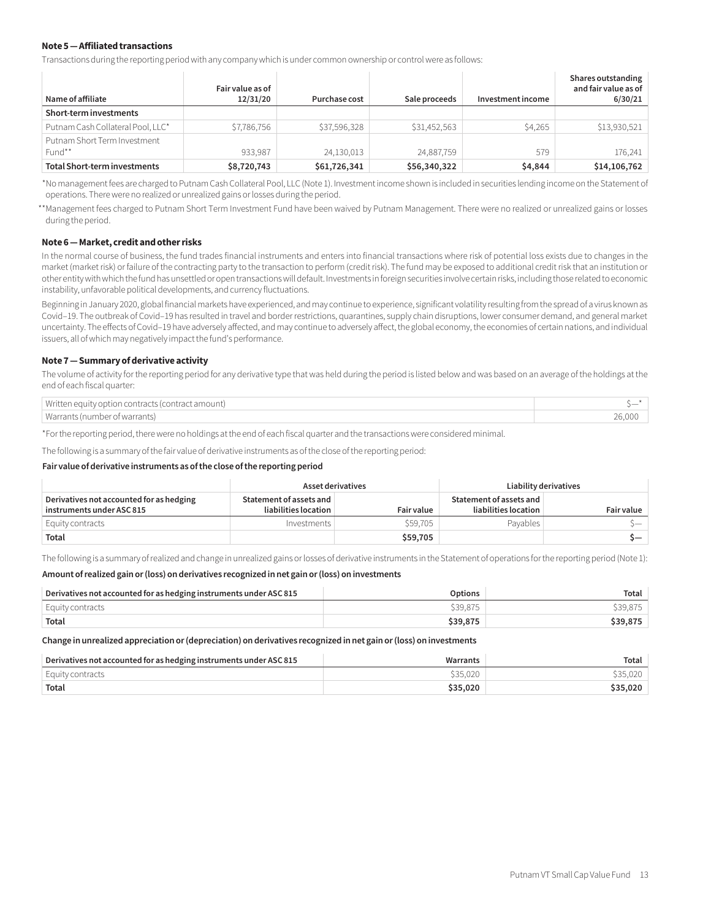#### Note 5 — Affiliated transactions

Transactions during the reporting period with any company which is under common ownership or control were as follows:

| Name of affiliate | Fair value as of 12/31/20 | Purchase cost | Sale proceeds | Investment income | Shares outstanding and fair value as of 6/30/21 |
|---|---|---|---|---|---|
| **Short-term investments** | | | | | |
| Putnam Cash Collateral Pool, LLC* | $7,786,756 | $37,596,328 | $31,452,563 | $4,265 | $13,930,521 |
| Putnam Short Term Investment Fund** | 933,987 | 24,130,013 | 24,887,759 | 579 | 176,241 |
| **Total Short-term investments** | **$8,720,743** | **$61,726,341** | **$56,340,322** | **$4,844** | **$14,106,762** |

*No management fees are charged to Putnam Cash Collateral Pool, LLC (Note 1). Investment income shown is included in securities lending income on the Statement of operations. There were no realized or unrealized gains or losses during the period.

**Management fees charged to Putnam Short Term Investment Fund have been waived by Putnam Management. There were no realized or unrealized gains or losses during the period.

#### Note 6 — Market, credit and other risks

In the normal course of business, the fund trades financial instruments and enters into financial transactions where risk of potential loss exists due to changes in the market (market risk) or failure of the contracting party to the transaction to perform (credit risk). The fund may be exposed to additional credit risk that an institution or other entity with which the fund has unsettled or open transactions will default. Investments in foreign securities involve certain risks, including those related to economic instability, unfavorable political developments, and currency fluctuations.

Beginning in January 2020, global financial markets have experienced, and may continue to experience, significant volatility resulting from the spread of a virus known as Covid–19. The outbreak of Covid–19 has resulted in travel and border restrictions, quarantines, supply chain disruptions, lower consumer demand, and general market uncertainty. The effects of Covid–19 have adversely affected, and may continue to adversely affect, the global economy, the economies of certain nations, and individual issuers, all of which may negatively impact the fund's performance.

#### Note 7 — Summary of derivative activity

The volume of activity for the reporting period for any derivative type that was held during the period is listed below and was based on an average of the holdings at the end of each fiscal quarter:

| | |
|---|---|
| Written equity option contracts (contract amount) | $—* |
| Warrants (number of warrants) | 26,000 |

*For the reporting period, there were no holdings at the end of each fiscal quarter and the transactions were considered minimal.

The following is a summary of the fair value of derivative instruments as of the close of the reporting period:

**Fair value of derivative instruments as of the close of the reporting period**

| | Asset derivatives | | Liability derivatives | |
|---|---|---|---|---|
| **Derivatives not accounted for as hedging instruments under ASC 815** | **Statement of assets and liabilities location** | **Fair value** | **Statement of assets and liabilities location** | **Fair value** |
| Equity contracts | Investments | $59,705 | Payables | $— |
| **Total** | | **$59,705** | | **$—** |

The following is a summary of realized and change in unrealized gains or losses of derivative instruments in the Statement of operations for the reporting period (Note 1):

**Amount of realized gain or (loss) on derivatives recognized in net gain or (loss) on investments**

| Derivatives not accounted for as hedging instruments under ASC 815 | Options | Total |
|---|---|---|
| Equity contracts | $39,875 | $39,875 |
| **Total** | **$39,875** | **$39,875** |

**Change in unrealized appreciation or (depreciation) on derivatives recognized in net gain or (loss) on investments**

| Derivatives not accounted for as hedging instruments under ASC 815 | Warrants | Total |
|---|---|---|
| Equity contracts | $35,020 | $35,020 |
| **Total** | **$35,020** | **$35,020** |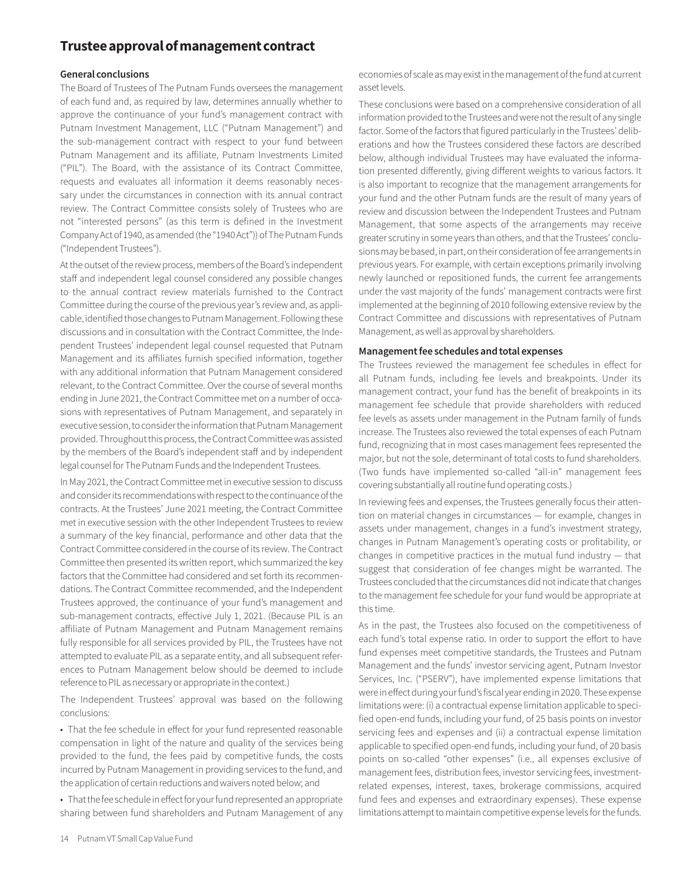# Trustee approval of management contract

## General conclusions

The Board of Trustees of The Putnam Funds oversees the management of each fund and, as required by law, determines annually whether to approve the continuance of your fund's management contract with Putnam Investment Management, LLC ("Putnam Management") and the sub-management contract with respect to your fund between Putnam Management and its affiliate, Putnam Investments Limited ("PIL"). The Board, with the assistance of its Contract Committee, requests and evaluates all information it deems reasonably necessary under the circumstances in connection with its annual contract review. The Contract Committee consists solely of Trustees who are not "interested persons" (as this term is defined in the Investment Company Act of 1940, as amended (the "1940 Act")) of The Putnam Funds ("Independent Trustees").

At the outset of the review process, members of the Board's independent staff and independent legal counsel considered any possible changes to the annual contract review materials furnished to the Contract Committee during the course of the previous year's review and, as applicable, identified those changes to Putnam Management. Following these discussions and in consultation with the Contract Committee, the Independent Trustees' independent legal counsel requested that Putnam Management and its affiliates furnish specified information, together with any additional information that Putnam Management considered relevant, to the Contract Committee. Over the course of several months ending in June 2021, the Contract Committee met on a number of occasions with representatives of Putnam Management, and separately in executive session, to consider the information that Putnam Management provided. Throughout this process, the Contract Committee was assisted by the members of the Board's independent staff and by independent legal counsel for The Putnam Funds and the Independent Trustees.

In May 2021, the Contract Committee met in executive session to discuss and consider its recommendations with respect to the continuance of the contracts. At the Trustees' June 2021 meeting, the Contract Committee met in executive session with the other Independent Trustees to review a summary of the key financial, performance and other data that the Contract Committee considered in the course of its review. The Contract Committee then presented its written report, which summarized the key factors that the Committee had considered and set forth its recommendations. The Contract Committee recommended, and the Independent Trustees approved, the continuance of your fund's management and sub-management contracts, effective July 1, 2021. (Because PIL is an affiliate of Putnam Management and Putnam Management remains fully responsible for all services provided by PIL, the Trustees have not attempted to evaluate PIL as a separate entity, and all subsequent references to Putnam Management below should be deemed to include reference to PIL as necessary or appropriate in the context.)

The Independent Trustees' approval was based on the following conclusions:

- That the fee schedule in effect for your fund represented reasonable compensation in light of the nature and quality of the services being provided to the fund, the fees paid by competitive funds, the costs incurred by Putnam Management in providing services to the fund, and the application of certain reductions and waivers noted below; and
- That the fee schedule in effect for your fund represented an appropriate sharing between fund shareholders and Putnam Management of any economies of scale as may exist in the management of the fund at current asset levels.

These conclusions were based on a comprehensive consideration of all information provided to the Trustees and were not the result of any single factor. Some of the factors that figured particularly in the Trustees' deliberations and how the Trustees considered these factors are described below, although individual Trustees may have evaluated the information presented differently, giving different weights to various factors. It is also important to recognize that the management arrangements for your fund and the other Putnam funds are the result of many years of review and discussion between the Independent Trustees and Putnam Management, that some aspects of the arrangements may receive greater scrutiny in some years than others, and that the Trustees' conclusions may be based, in part, on their consideration of fee arrangements in previous years. For example, with certain exceptions primarily involving newly launched or repositioned funds, the current fee arrangements under the vast majority of the funds' management contracts were first implemented at the beginning of 2010 following extensive review by the Contract Committee and discussions with representatives of Putnam Management, as well as approval by shareholders.

## Management fee schedules and total expenses

The Trustees reviewed the management fee schedules in effect for all Putnam funds, including fee levels and breakpoints. Under its management contract, your fund has the benefit of breakpoints in its management fee schedule that provide shareholders with reduced fee levels as assets under management in the Putnam family of funds increase. The Trustees also reviewed the total expenses of each Putnam fund, recognizing that in most cases management fees represented the major, but not the sole, determinant of total costs to fund shareholders. (Two funds have implemented so-called "all-in" management fees covering substantially all routine fund operating costs.)

In reviewing fees and expenses, the Trustees generally focus their attention on material changes in circumstances — for example, changes in assets under management, changes in a fund's investment strategy, changes in Putnam Management's operating costs or profitability, or changes in competitive practices in the mutual fund industry — that suggest that consideration of fee changes might be warranted. The Trustees concluded that the circumstances did not indicate that changes to the management fee schedule for your fund would be appropriate at this time.

As in the past, the Trustees also focused on the competitiveness of each fund's total expense ratio. In order to support the effort to have fund expenses meet competitive standards, the Trustees and Putnam Management and the funds' investor servicing agent, Putnam Investor Services, Inc. ("PSERV"), have implemented expense limitations that were in effect during your fund's fiscal year ending in 2020. These expense limitations were: (i) a contractual expense limitation applicable to specified open-end funds, including your fund, of 25 basis points on investor servicing fees and expenses and (ii) a contractual expense limitation applicable to specified open-end funds, including your fund, of 20 basis points on so-called "other expenses" (i.e., all expenses exclusive of management fees, distribution fees, investor servicing fees, investment-related expenses, interest, taxes, brokerage commissions, acquired fund fees and expenses and extraordinary expenses). These expense limitations attempt to maintain competitive expense levels for the funds.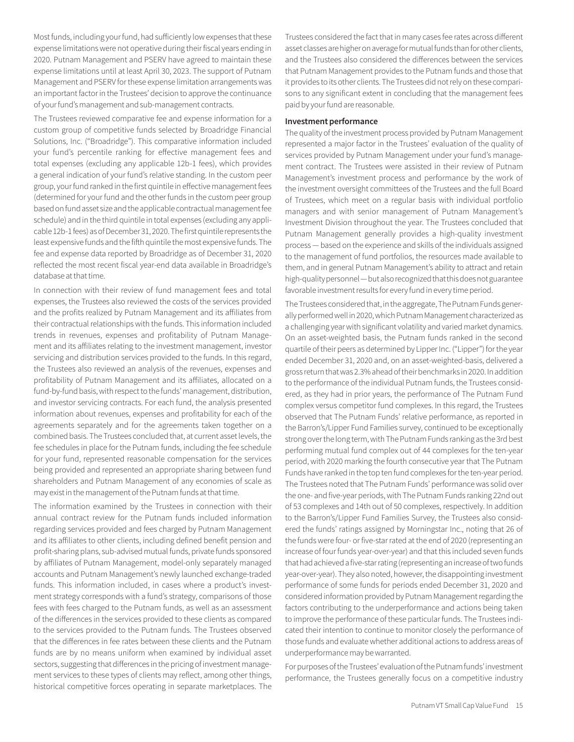Most funds, including your fund, had sufficiently low expenses that these expense limitations were not operative during their fiscal years ending in 2020. Putnam Management and PSERV have agreed to maintain these expense limitations until at least April 30, 2023. The support of Putnam Management and PSERV for these expense limitation arrangements was an important factor in the Trustees' decision to approve the continuance of your fund's management and sub-management contracts.

The Trustees reviewed comparative fee and expense information for a custom group of competitive funds selected by Broadridge Financial Solutions, Inc. ("Broadridge"). This comparative information included your fund's percentile ranking for effective management fees and total expenses (excluding any applicable 12b-1 fees), which provides a general indication of your fund's relative standing. In the custom peer group, your fund ranked in the first quintile in effective management fees (determined for your fund and the other funds in the custom peer group based on fund asset size and the applicable contractual management fee schedule) and in the third quintile in total expenses (excluding any applicable 12b-1 fees) as of December 31, 2020. The first quintile represents the least expensive funds and the fifth quintile the most expensive funds. The fee and expense data reported by Broadridge as of December 31, 2020 reflected the most recent fiscal year-end data available in Broadridge's database at that time.

In connection with their review of fund management fees and total expenses, the Trustees also reviewed the costs of the services provided and the profits realized by Putnam Management and its affiliates from their contractual relationships with the funds. This information included trends in revenues, expenses and profitability of Putnam Management and its affiliates relating to the investment management, investor servicing and distribution services provided to the funds. In this regard, the Trustees also reviewed an analysis of the revenues, expenses and profitability of Putnam Management and its affiliates, allocated on a fund-by-fund basis, with respect to the funds' management, distribution, and investor servicing contracts. For each fund, the analysis presented information about revenues, expenses and profitability for each of the agreements separately and for the agreements taken together on a combined basis. The Trustees concluded that, at current asset levels, the fee schedules in place for the Putnam funds, including the fee schedule for your fund, represented reasonable compensation for the services being provided and represented an appropriate sharing between fund shareholders and Putnam Management of any economies of scale as may exist in the management of the Putnam funds at that time.

The information examined by the Trustees in connection with their annual contract review for the Putnam funds included information regarding services provided and fees charged by Putnam Management and its affiliates to other clients, including defined benefit pension and profit-sharing plans, sub-advised mutual funds, private funds sponsored by affiliates of Putnam Management, model-only separately managed accounts and Putnam Management's newly launched exchange-traded funds. This information included, in cases where a product's investment strategy corresponds with a fund's strategy, comparisons of those fees with fees charged to the Putnam funds, as well as an assessment of the differences in the services provided to these clients as compared to the services provided to the Putnam funds. The Trustees observed that the differences in fee rates between these clients and the Putnam funds are by no means uniform when examined by individual asset sectors, suggesting that differences in the pricing of investment management services to these types of clients may reflect, among other things, historical competitive forces operating in separate marketplaces. The Trustees considered the fact that in many cases fee rates across different asset classes are higher on average for mutual funds than for other clients, and the Trustees also considered the differences between the services that Putnam Management provides to the Putnam funds and those that it provides to its other clients. The Trustees did not rely on these comparisons to any significant extent in concluding that the management fees paid by your fund are reasonable.

**Investment performance**

The quality of the investment process provided by Putnam Management represented a major factor in the Trustees' evaluation of the quality of services provided by Putnam Management under your fund's management contract. The Trustees were assisted in their review of Putnam Management's investment process and performance by the work of the investment oversight committees of the Trustees and the full Board of Trustees, which meet on a regular basis with individual portfolio managers and with senior management of Putnam Management's Investment Division throughout the year. The Trustees concluded that Putnam Management generally provides a high-quality investment process — based on the experience and skills of the individuals assigned to the management of fund portfolios, the resources made available to them, and in general Putnam Management's ability to attract and retain high-quality personnel — but also recognized that this does not guarantee favorable investment results for every fund in every time period.

The Trustees considered that, in the aggregate, The Putnam Funds generally performed well in 2020, which Putnam Management characterized as a challenging year with significant volatility and varied market dynamics. On an asset-weighted basis, the Putnam funds ranked in the second quartile of their peers as determined by Lipper Inc. ("Lipper") for the year ended December 31, 2020 and, on an asset-weighted-basis, delivered a gross return that was 2.3% ahead of their benchmarks in 2020. In addition to the performance of the individual Putnam funds, the Trustees considered, as they had in prior years, the performance of The Putnam Fund complex versus competitor fund complexes. In this regard, the Trustees observed that The Putnam Funds' relative performance, as reported in the Barron's/Lipper Fund Families survey, continued to be exceptionally strong over the long term, with The Putnam Funds ranking as the 3rd best performing mutual fund complex out of 44 complexes for the ten-year period, with 2020 marking the fourth consecutive year that The Putnam Funds have ranked in the top ten fund complexes for the ten-year period. The Trustees noted that The Putnam Funds' performance was solid over the one- and five-year periods, with The Putnam Funds ranking 22nd out of 53 complexes and 14th out of 50 complexes, respectively. In addition to the Barron's/Lipper Fund Families Survey, the Trustees also considered the funds' ratings assigned by Morningstar Inc., noting that 26 of the funds were four- or five-star rated at the end of 2020 (representing an increase of four funds year-over-year) and that this included seven funds that had achieved a five-star rating (representing an increase of two funds year-over-year). They also noted, however, the disappointing investment performance of some funds for periods ended December 31, 2020 and considered information provided by Putnam Management regarding the factors contributing to the underperformance and actions being taken to improve the performance of these particular funds. The Trustees indicated their intention to continue to monitor closely the performance of those funds and evaluate whether additional actions to address areas of underperformance may be warranted.

For purposes of the Trustees' evaluation of the Putnam funds' investment performance, the Trustees generally focus on a competitive industry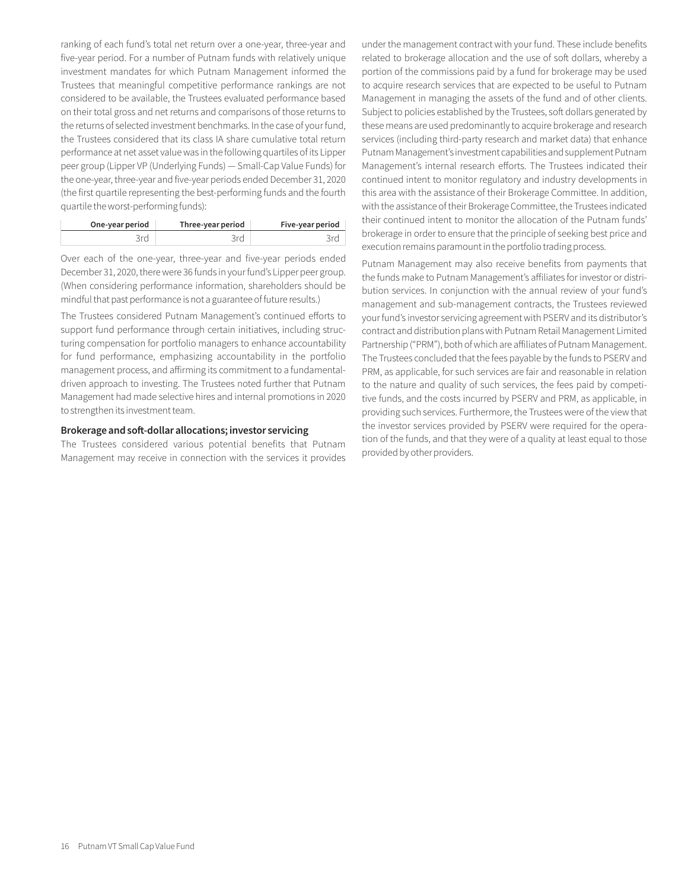ranking of each fund's total net return over a one-year, three-year and five-year period. For a number of Putnam funds with relatively unique investment mandates for which Putnam Management informed the Trustees that meaningful competitive performance rankings are not considered to be available, the Trustees evaluated performance based on their total gross and net returns and comparisons of those returns to the returns of selected investment benchmarks. In the case of your fund, the Trustees considered that its class IA share cumulative total return performance at net asset value was in the following quartiles of its Lipper peer group (Lipper VP (Underlying Funds) — Small-Cap Value Funds) for the one-year, three-year and five-year periods ended December 31, 2020 (the first quartile representing the best-performing funds and the fourth quartile the worst-performing funds):

| One-year period | Three-year period | Five-year period |
|---|---|---|
| 3rd | 3rd | 3rd |

Over each of the one-year, three-year and five-year periods ended December 31, 2020, there were 36 funds in your fund's Lipper peer group. (When considering performance information, shareholders should be mindful that past performance is not a guarantee of future results.)

The Trustees considered Putnam Management's continued efforts to support fund performance through certain initiatives, including structuring compensation for portfolio managers to enhance accountability for fund performance, emphasizing accountability in the portfolio management process, and affirming its commitment to a fundamental-driven approach to investing. The Trustees noted further that Putnam Management had made selective hires and internal promotions in 2020 to strengthen its investment team.

**Brokerage and soft-dollar allocations; investor servicing**

The Trustees considered various potential benefits that Putnam Management may receive in connection with the services it provides under the management contract with your fund. These include benefits related to brokerage allocation and the use of soft dollars, whereby a portion of the commissions paid by a fund for brokerage may be used to acquire research services that are expected to be useful to Putnam Management in managing the assets of the fund and of other clients. Subject to policies established by the Trustees, soft dollars generated by these means are used predominantly to acquire brokerage and research services (including third-party research and market data) that enhance Putnam Management's investment capabilities and supplement Putnam Management's internal research efforts. The Trustees indicated their continued intent to monitor regulatory and industry developments in this area with the assistance of their Brokerage Committee. In addition, with the assistance of their Brokerage Committee, the Trustees indicated their continued intent to monitor the allocation of the Putnam funds' brokerage in order to ensure that the principle of seeking best price and execution remains paramount in the portfolio trading process.

Putnam Management may also receive benefits from payments that the funds make to Putnam Management's affiliates for investor or distribution services. In conjunction with the annual review of your fund's management and sub-management contracts, the Trustees reviewed your fund's investor servicing agreement with PSERV and its distributor's contract and distribution plans with Putnam Retail Management Limited Partnership ("PRM"), both of which are affiliates of Putnam Management. The Trustees concluded that the fees payable by the funds to PSERV and PRM, as applicable, for such services are fair and reasonable in relation to the nature and quality of such services, the fees paid by competitive funds, and the costs incurred by PSERV and PRM, as applicable, in providing such services. Furthermore, the Trustees were of the view that the investor services provided by PSERV were required for the operation of the funds, and that they were of a quality at least equal to those provided by other providers.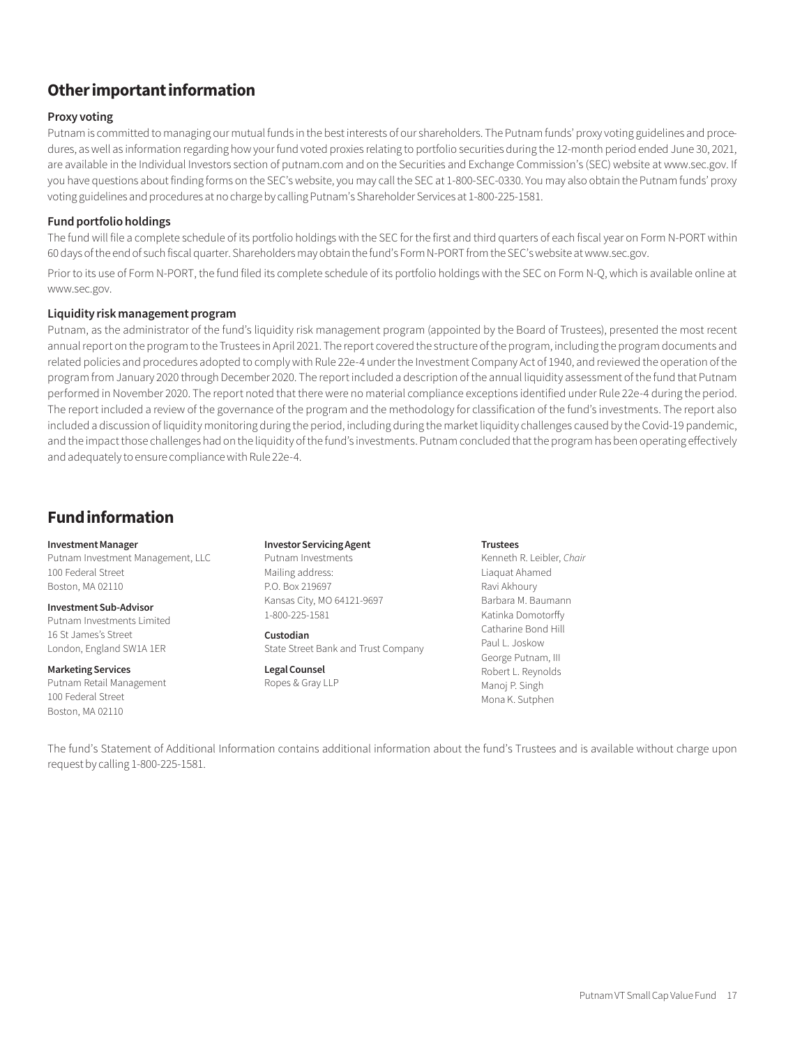## Other important information

### Proxy voting

Putnam is committed to managing our mutual funds in the best interests of our shareholders. The Putnam funds' proxy voting guidelines and procedures, as well as information regarding how your fund voted proxies relating to portfolio securities during the 12-month period ended June 30, 2021, are available in the Individual Investors section of putnam.com and on the Securities and Exchange Commission's (SEC) website at www.sec.gov. If you have questions about finding forms on the SEC's website, you may call the SEC at 1-800-SEC-0330. You may also obtain the Putnam funds' proxy voting guidelines and procedures at no charge by calling Putnam's Shareholder Services at 1-800-225-1581.

### Fund portfolio holdings

The fund will file a complete schedule of its portfolio holdings with the SEC for the first and third quarters of each fiscal year on Form N-PORT within 60 days of the end of such fiscal quarter. Shareholders may obtain the fund's Form N-PORT from the SEC's website at www.sec.gov.

Prior to its use of Form N-PORT, the fund filed its complete schedule of its portfolio holdings with the SEC on Form N-Q, which is available online at www.sec.gov.

### Liquidity risk management program

Putnam, as the administrator of the fund's liquidity risk management program (appointed by the Board of Trustees), presented the most recent annual report on the program to the Trustees in April 2021. The report covered the structure of the program, including the program documents and related policies and procedures adopted to comply with Rule 22e-4 under the Investment Company Act of 1940, and reviewed the operation of the program from January 2020 through December 2020. The report included a description of the annual liquidity assessment of the fund that Putnam performed in November 2020. The report noted that there were no material compliance exceptions identified under Rule 22e-4 during the period. The report included a review of the governance of the program and the methodology for classification of the fund's investments. The report also included a discussion of liquidity monitoring during the period, including during the market liquidity challenges caused by the Covid-19 pandemic, and the impact those challenges had on the liquidity of the fund's investments. Putnam concluded that the program has been operating effectively and adequately to ensure compliance with Rule 22e-4.

## Fund information

**Investment Manager**
Putnam Investment Management, LLC
100 Federal Street
Boston, MA 02110

**Investment Sub-Advisor**
Putnam Investments Limited
16 St James's Street
London, England SW1A 1ER

**Marketing Services**
Putnam Retail Management
100 Federal Street
Boston, MA 02110

**Investor Servicing Agent**
Putnam Investments
Mailing address:
P.O. Box 219697
Kansas City, MO 64121-9697
1-800-225-1581

**Custodian**
State Street Bank and Trust Company

**Legal Counsel**
Ropes & Gray LLP

**Trustees**
Kenneth R. Leibler, *Chair*
Liaquat Ahamed
Ravi Akhoury
Barbara M. Baumann
Katinka Domotorffy
Catharine Bond Hill
Paul L. Joskow
George Putnam, III
Robert L. Reynolds
Manoj P. Singh
Mona K. Sutphen

The fund's Statement of Additional Information contains additional information about the fund's Trustees and is available without charge upon request by calling 1-800-225-1581.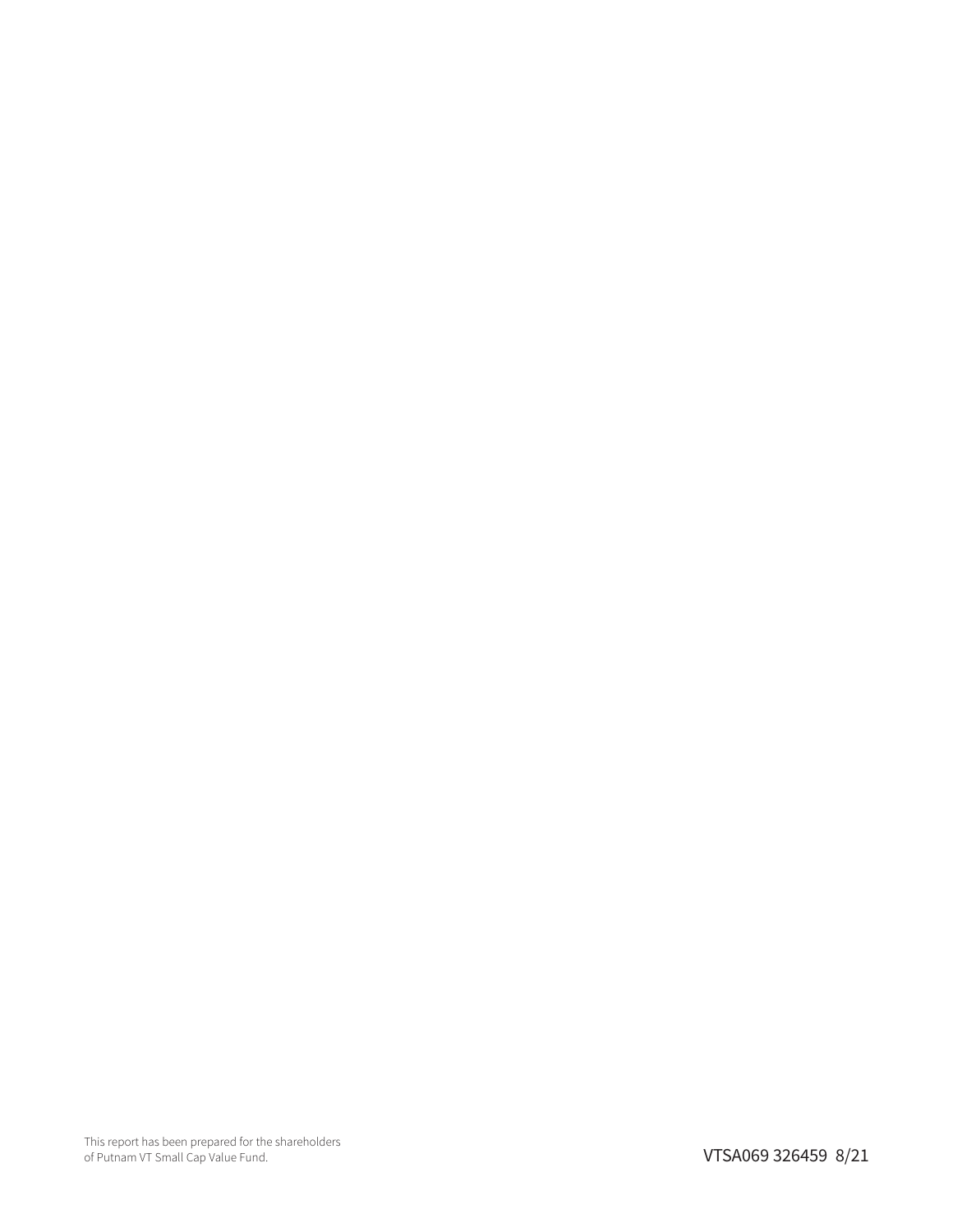This report has been prepared for the shareholders of Putnam VT Small Cap Value Fund.

VTSA069 326459 8/21